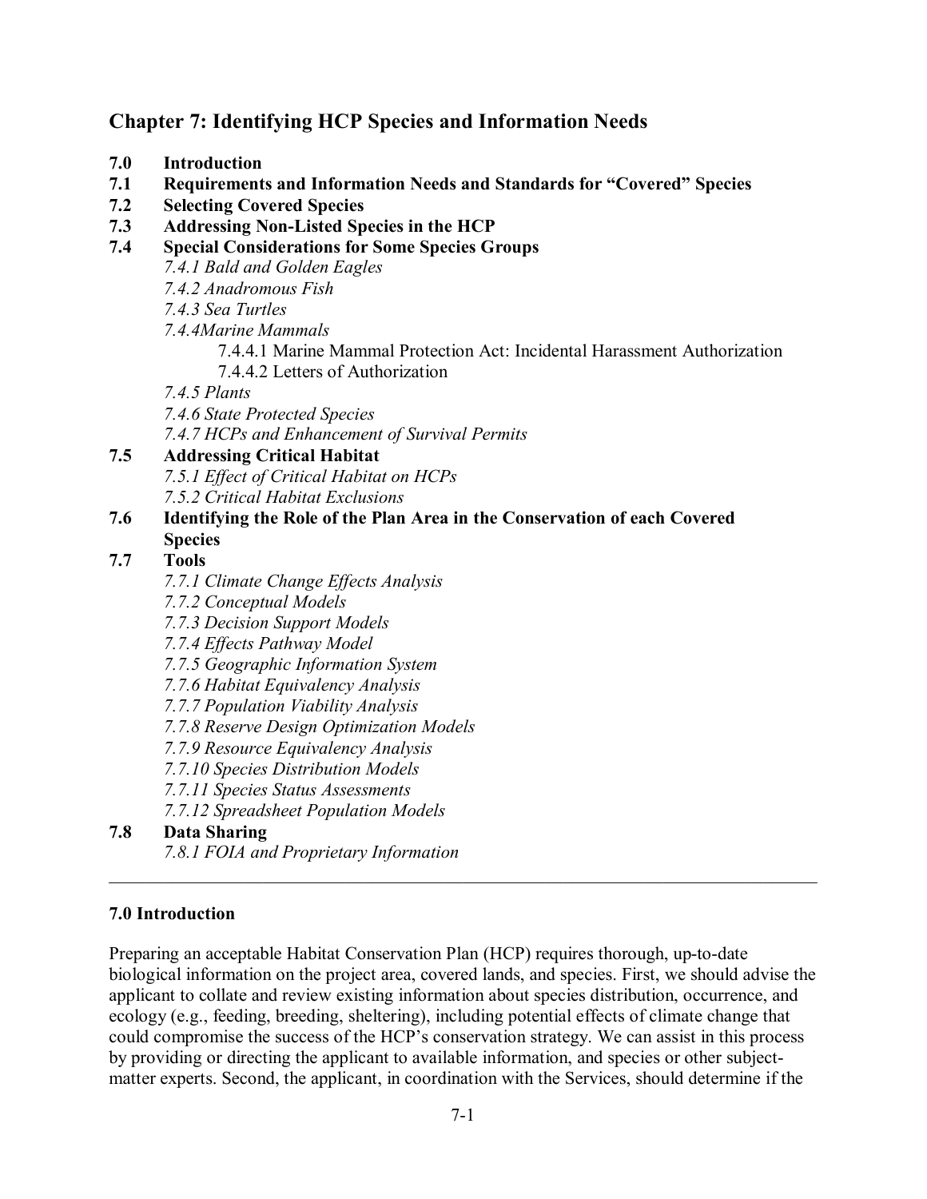## Chapter 7: Identifying HCP Species and Information Needs

**7.0 Introduction**
**7.1 Requirements and Information Needs and Standards for "Covered" Species**
**7.2 Selecting Covered Species**
**7.3 Addressing Non-Listed Species in the HCP**
**7.4 Special Considerations for Some Species Groups**
*7.4.1 Bald and Golden Eagles*
*7.4.2 Anadromous Fish*
*7.4.3 Sea Turtles*
*7.4.4Marine Mammals*
7.4.4.1 Marine Mammal Protection Act: Incidental Harassment Authorization
7.4.4.2 Letters of Authorization
*7.4.5 Plants*
*7.4.6 State Protected Species*
*7.4.7 HCPs and Enhancement of Survival Permits*
**7.5 Addressing Critical Habitat**
*7.5.1 Effect of Critical Habitat on HCPs*
*7.5.2 Critical Habitat Exclusions*
**7.6 Identifying the Role of the Plan Area in the Conservation of each Covered Species**
**7.7 Tools**
*7.7.1 Climate Change Effects Analysis*
*7.7.2 Conceptual Models*
*7.7.3 Decision Support Models*
*7.7.4 Effects Pathway Model*
*7.7.5 Geographic Information System*
*7.7.6 Habitat Equivalency Analysis*
*7.7.7 Population Viability Analysis*
*7.7.8 Reserve Design Optimization Models*
*7.7.9 Resource Equivalency Analysis*
*7.7.10 Species Distribution Models*
*7.7.11 Species Status Assessments*
*7.7.12 Spreadsheet Population Models*
**7.8 Data Sharing**
*7.8.1 FOIA and Proprietary Information*

---

### 7.0 Introduction

Preparing an acceptable Habitat Conservation Plan (HCP) requires thorough, up-to-date biological information on the project area, covered lands, and species. First, we should advise the applicant to collate and review existing information about species distribution, occurrence, and ecology (e.g., feeding, breeding, sheltering), including potential effects of climate change that could compromise the success of the HCP's conservation strategy. We can assist in this process by providing or directing the applicant to available information, and species or other subject-matter experts. Second, the applicant, in coordination with the Services, should determine if the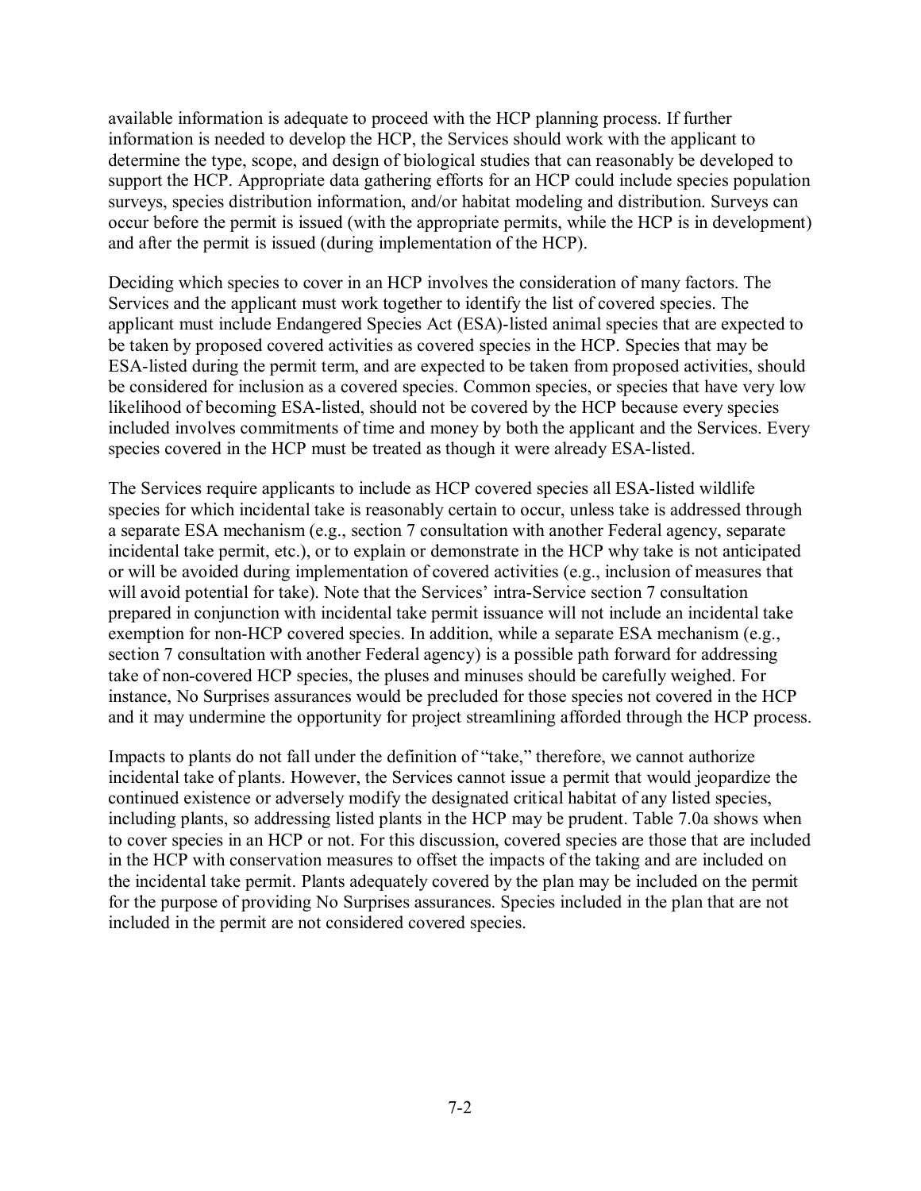available information is adequate to proceed with the HCP planning process. If further information is needed to develop the HCP, the Services should work with the applicant to determine the type, scope, and design of biological studies that can reasonably be developed to support the HCP. Appropriate data gathering efforts for an HCP could include species population surveys, species distribution information, and/or habitat modeling and distribution. Surveys can occur before the permit is issued (with the appropriate permits, while the HCP is in development) and after the permit is issued (during implementation of the HCP).

Deciding which species to cover in an HCP involves the consideration of many factors. The Services and the applicant must work together to identify the list of covered species. The applicant must include Endangered Species Act (ESA)-listed animal species that are expected to be taken by proposed covered activities as covered species in the HCP. Species that may be ESA-listed during the permit term, and are expected to be taken from proposed activities, should be considered for inclusion as a covered species. Common species, or species that have very low likelihood of becoming ESA-listed, should not be covered by the HCP because every species included involves commitments of time and money by both the applicant and the Services. Every species covered in the HCP must be treated as though it were already ESA-listed.

The Services require applicants to include as HCP covered species all ESA-listed wildlife species for which incidental take is reasonably certain to occur, unless take is addressed through a separate ESA mechanism (e.g., section 7 consultation with another Federal agency, separate incidental take permit, etc.), or to explain or demonstrate in the HCP why take is not anticipated or will be avoided during implementation of covered activities (e.g., inclusion of measures that will avoid potential for take). Note that the Services' intra-Service section 7 consultation prepared in conjunction with incidental take permit issuance will not include an incidental take exemption for non-HCP covered species. In addition, while a separate ESA mechanism (e.g., section 7 consultation with another Federal agency) is a possible path forward for addressing take of non-covered HCP species, the pluses and minuses should be carefully weighed. For instance, No Surprises assurances would be precluded for those species not covered in the HCP and it may undermine the opportunity for project streamlining afforded through the HCP process.

Impacts to plants do not fall under the definition of "take," therefore, we cannot authorize incidental take of plants. However, the Services cannot issue a permit that would jeopardize the continued existence or adversely modify the designated critical habitat of any listed species, including plants, so addressing listed plants in the HCP may be prudent. Table 7.0a shows when to cover species in an HCP or not. For this discussion, covered species are those that are included in the HCP with conservation measures to offset the impacts of the taking and are included on the incidental take permit. Plants adequately covered by the plan may be included on the permit for the purpose of providing No Surprises assurances. Species included in the plan that are not included in the permit are not considered covered species.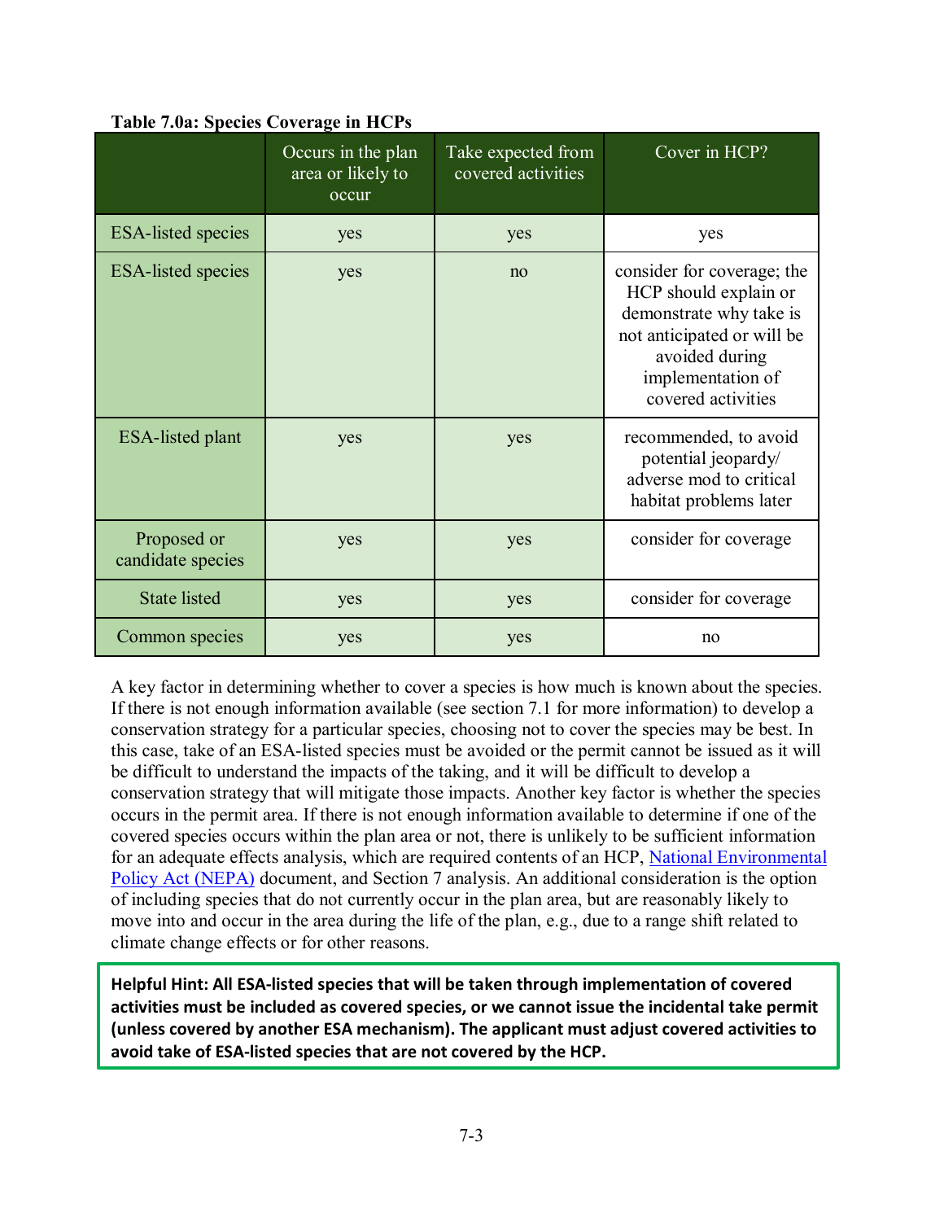**Table 7.0a: Species Coverage in HCPs**

| | Occurs in the plan area or likely to occur | Take expected from covered activities | Cover in HCP? |
|---|---|---|---|
| ESA-listed species | yes | yes | yes |
| ESA-listed species | yes | no | consider for coverage; the HCP should explain or demonstrate why take is not anticipated or will be avoided during implementation of covered activities |
| ESA-listed plant | yes | yes | recommended, to avoid potential jeopardy/ adverse mod to critical habitat problems later |
| Proposed or candidate species | yes | yes | consider for coverage |
| State listed | yes | yes | consider for coverage |
| Common species | yes | yes | no |

A key factor in determining whether to cover a species is how much is known about the species. If there is not enough information available (see section 7.1 for more information) to develop a conservation strategy for a particular species, choosing not to cover the species may be best. In this case, take of an ESA-listed species must be avoided or the permit cannot be issued as it will be difficult to understand the impacts of the taking, and it will be difficult to develop a conservation strategy that will mitigate those impacts. Another key factor is whether the species occurs in the permit area. If there is not enough information available to determine if one of the covered species occurs within the plan area or not, there is unlikely to be sufficient information for an adequate effects analysis, which are required contents of an HCP, National Environmental Policy Act (NEPA) document, and Section 7 analysis. An additional consideration is the option of including species that do not currently occur in the plan area, but are reasonably likely to move into and occur in the area during the life of the plan, e.g., due to a range shift related to climate change effects or for other reasons.

**Helpful Hint: All ESA-listed species that will be taken through implementation of covered activities must be included as covered species, or we cannot issue the incidental take permit (unless covered by another ESA mechanism). The applicant must adjust covered activities to avoid take of ESA-listed species that are not covered by the HCP.**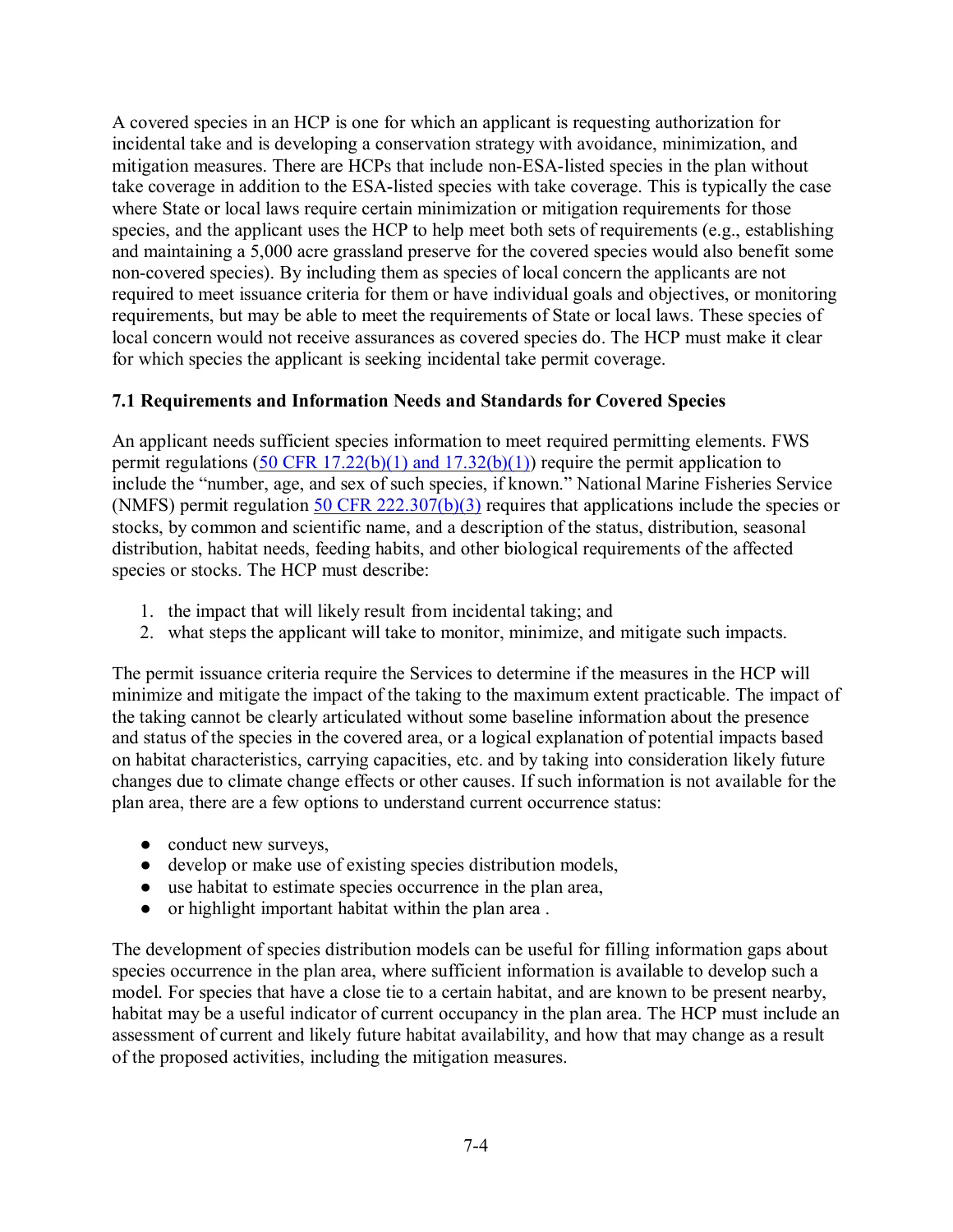A covered species in an HCP is one for which an applicant is requesting authorization for incidental take and is developing a conservation strategy with avoidance, minimization, and mitigation measures. There are HCPs that include non-ESA-listed species in the plan without take coverage in addition to the ESA-listed species with take coverage. This is typically the case where State or local laws require certain minimization or mitigation requirements for those species, and the applicant uses the HCP to help meet both sets of requirements (e.g., establishing and maintaining a 5,000 acre grassland preserve for the covered species would also benefit some non-covered species). By including them as species of local concern the applicants are not required to meet issuance criteria for them or have individual goals and objectives, or monitoring requirements, but may be able to meet the requirements of State or local laws. These species of local concern would not receive assurances as covered species do. The HCP must make it clear for which species the applicant is seeking incidental take permit coverage.

### 7.1 Requirements and Information Needs and Standards for Covered Species

An applicant needs sufficient species information to meet required permitting elements. FWS permit regulations (50 CFR 17.22(b)(1) and 17.32(b)(1)) require the permit application to include the "number, age, and sex of such species, if known." National Marine Fisheries Service (NMFS) permit regulation 50 CFR 222.307(b)(3) requires that applications include the species or stocks, by common and scientific name, and a description of the status, distribution, seasonal distribution, habitat needs, feeding habits, and other biological requirements of the affected species or stocks. The HCP must describe:

1. the impact that will likely result from incidental taking; and
2. what steps the applicant will take to monitor, minimize, and mitigate such impacts.

The permit issuance criteria require the Services to determine if the measures in the HCP will minimize and mitigate the impact of the taking to the maximum extent practicable. The impact of the taking cannot be clearly articulated without some baseline information about the presence and status of the species in the covered area, or a logical explanation of potential impacts based on habitat characteristics, carrying capacities, etc. and by taking into consideration likely future changes due to climate change effects or other causes. If such information is not available for the plan area, there are a few options to understand current occurrence status:

- conduct new surveys,
- develop or make use of existing species distribution models,
- use habitat to estimate species occurrence in the plan area,
- or highlight important habitat within the plan area .

The development of species distribution models can be useful for filling information gaps about species occurrence in the plan area, where sufficient information is available to develop such a model. For species that have a close tie to a certain habitat, and are known to be present nearby, habitat may be a useful indicator of current occupancy in the plan area. The HCP must include an assessment of current and likely future habitat availability, and how that may change as a result of the proposed activities, including the mitigation measures.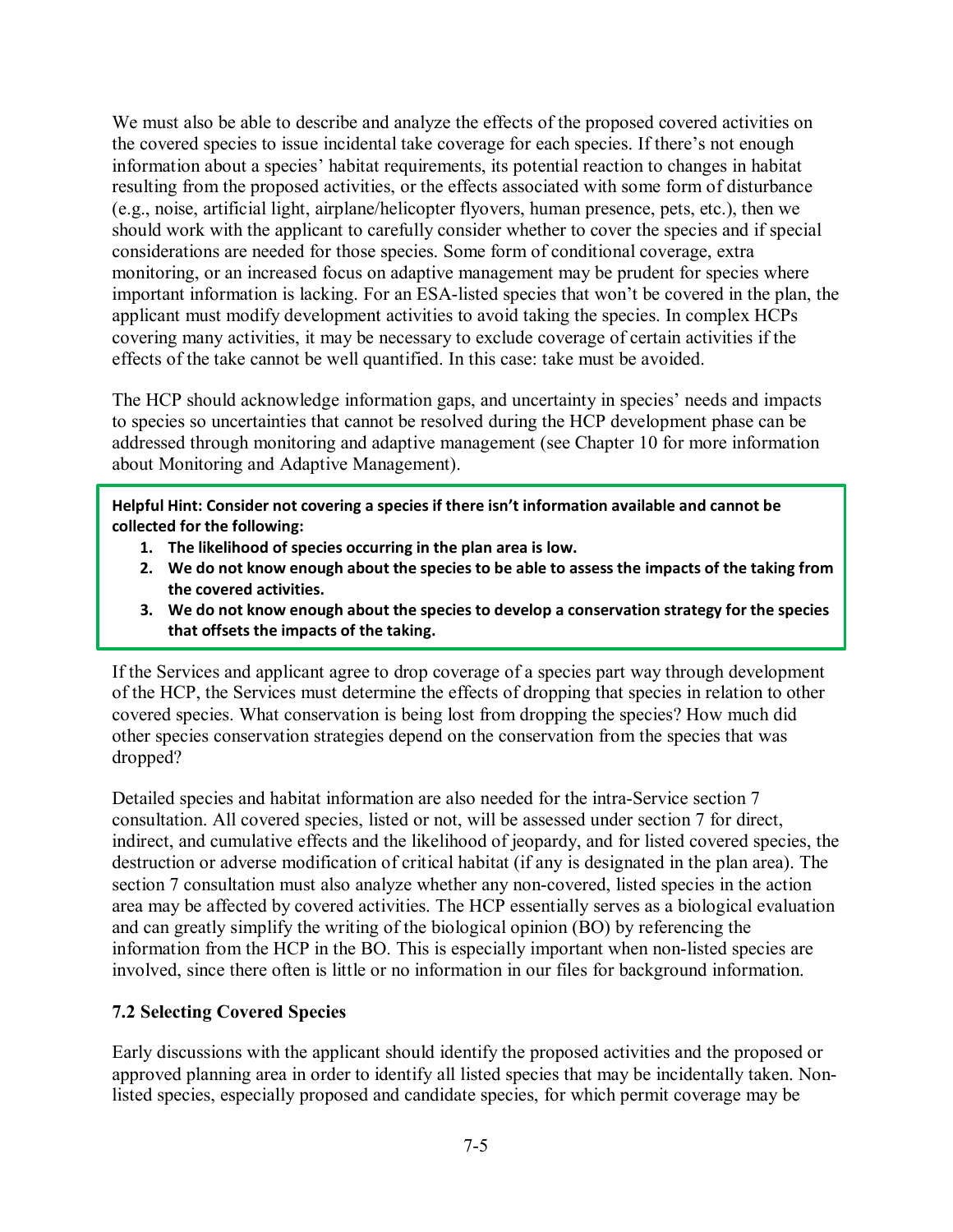We must also be able to describe and analyze the effects of the proposed covered activities on the covered species to issue incidental take coverage for each species. If there's not enough information about a species' habitat requirements, its potential reaction to changes in habitat resulting from the proposed activities, or the effects associated with some form of disturbance (e.g., noise, artificial light, airplane/helicopter flyovers, human presence, pets, etc.), then we should work with the applicant to carefully consider whether to cover the species and if special considerations are needed for those species. Some form of conditional coverage, extra monitoring, or an increased focus on adaptive management may be prudent for species where important information is lacking. For an ESA-listed species that won't be covered in the plan, the applicant must modify development activities to avoid taking the species. In complex HCPs covering many activities, it may be necessary to exclude coverage of certain activities if the effects of the take cannot be well quantified. In this case: take must be avoided.

The HCP should acknowledge information gaps, and uncertainty in species' needs and impacts to species so uncertainties that cannot be resolved during the HCP development phase can be addressed through monitoring and adaptive management (see Chapter 10 for more information about Monitoring and Adaptive Management).

> **Helpful Hint: Consider not covering a species if there isn't information available and cannot be collected for the following:**
> 1. **The likelihood of species occurring in the plan area is low.**
> 2. **We do not know enough about the species to be able to assess the impacts of the taking from the covered activities.**
> 3. **We do not know enough about the species to develop a conservation strategy for the species that offsets the impacts of the taking.**

If the Services and applicant agree to drop coverage of a species part way through development of the HCP, the Services must determine the effects of dropping that species in relation to other covered species. What conservation is being lost from dropping the species? How much did other species conservation strategies depend on the conservation from the species that was dropped?

Detailed species and habitat information are also needed for the intra-Service section 7 consultation. All covered species, listed or not, will be assessed under section 7 for direct, indirect, and cumulative effects and the likelihood of jeopardy, and for listed covered species, the destruction or adverse modification of critical habitat (if any is designated in the plan area). The section 7 consultation must also analyze whether any non-covered, listed species in the action area may be affected by covered activities. The HCP essentially serves as a biological evaluation and can greatly simplify the writing of the biological opinion (BO) by referencing the information from the HCP in the BO. This is especially important when non-listed species are involved, since there often is little or no information in our files for background information.

### 7.2 Selecting Covered Species

Early discussions with the applicant should identify the proposed activities and the proposed or approved planning area in order to identify all listed species that may be incidentally taken. Non-listed species, especially proposed and candidate species, for which permit coverage may be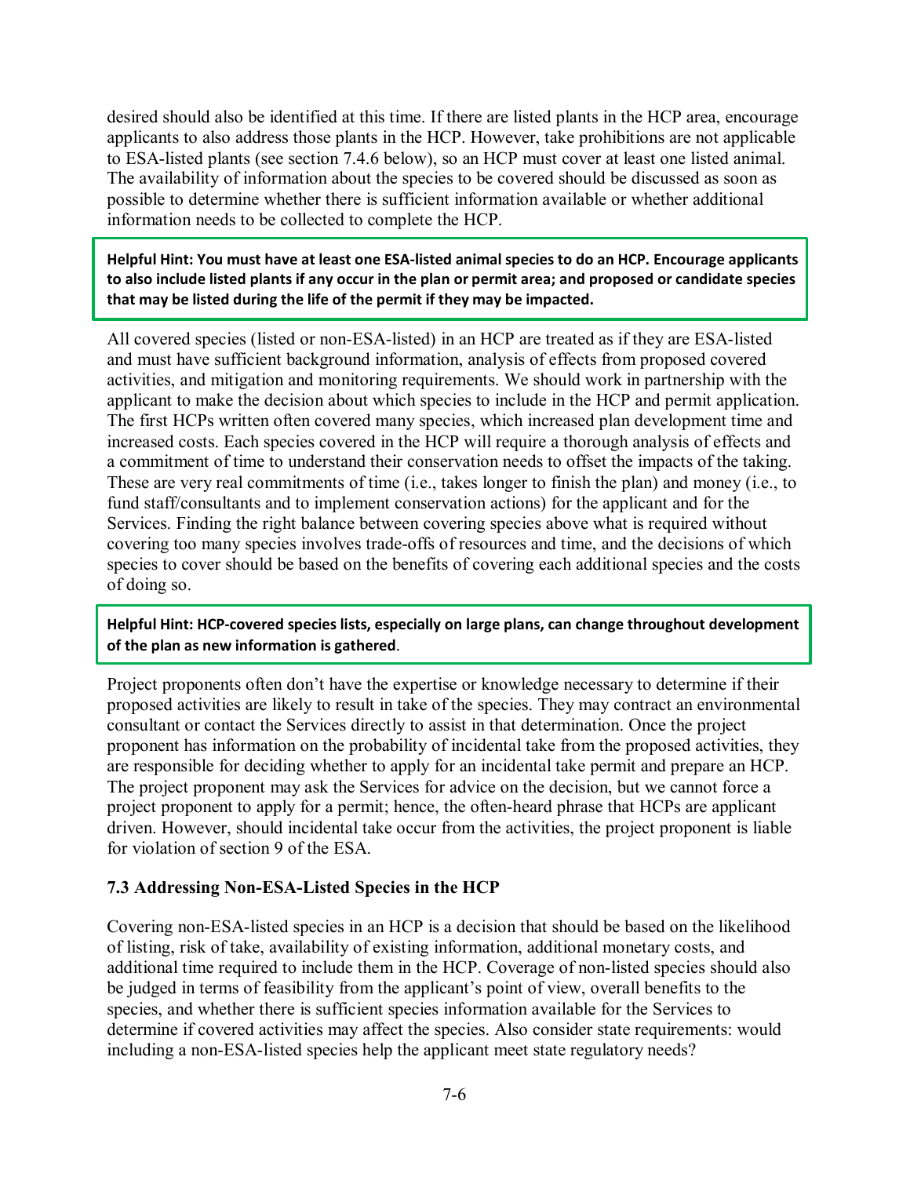desired should also be identified at this time. If there are listed plants in the HCP area, encourage applicants to also address those plants in the HCP. However, take prohibitions are not applicable to ESA-listed plants (see section 7.4.6 below), so an HCP must cover at least one listed animal. The availability of information about the species to be covered should be discussed as soon as possible to determine whether there is sufficient information available or whether additional information needs to be collected to complete the HCP.

> **Helpful Hint: You must have at least one ESA-listed animal species to do an HCP. Encourage applicants to also include listed plants if any occur in the plan or permit area; and proposed or candidate species that may be listed during the life of the permit if they may be impacted.**

All covered species (listed or non-ESA-listed) in an HCP are treated as if they are ESA-listed and must have sufficient background information, analysis of effects from proposed covered activities, and mitigation and monitoring requirements. We should work in partnership with the applicant to make the decision about which species to include in the HCP and permit application. The first HCPs written often covered many species, which increased plan development time and increased costs. Each species covered in the HCP will require a thorough analysis of effects and a commitment of time to understand their conservation needs to offset the impacts of the taking. These are very real commitments of time (i.e., takes longer to finish the plan) and money (i.e., to fund staff/consultants and to implement conservation actions) for the applicant and for the Services. Finding the right balance between covering species above what is required without covering too many species involves trade-offs of resources and time, and the decisions of which species to cover should be based on the benefits of covering each additional species and the costs of doing so.

> **Helpful Hint: HCP-covered species lists, especially on large plans, can change throughout development of the plan as new information is gathered**.

Project proponents often don't have the expertise or knowledge necessary to determine if their proposed activities are likely to result in take of the species. They may contract an environmental consultant or contact the Services directly to assist in that determination. Once the project proponent has information on the probability of incidental take from the proposed activities, they are responsible for deciding whether to apply for an incidental take permit and prepare an HCP. The project proponent may ask the Services for advice on the decision, but we cannot force a project proponent to apply for a permit; hence, the often-heard phrase that HCPs are applicant driven. However, should incidental take occur from the activities, the project proponent is liable for violation of section 9 of the ESA.

### 7.3 Addressing Non-ESA-Listed Species in the HCP

Covering non-ESA-listed species in an HCP is a decision that should be based on the likelihood of listing, risk of take, availability of existing information, additional monetary costs, and additional time required to include them in the HCP. Coverage of non-listed species should also be judged in terms of feasibility from the applicant's point of view, overall benefits to the species, and whether there is sufficient species information available for the Services to determine if covered activities may affect the species. Also consider state requirements: would including a non-ESA-listed species help the applicant meet state regulatory needs?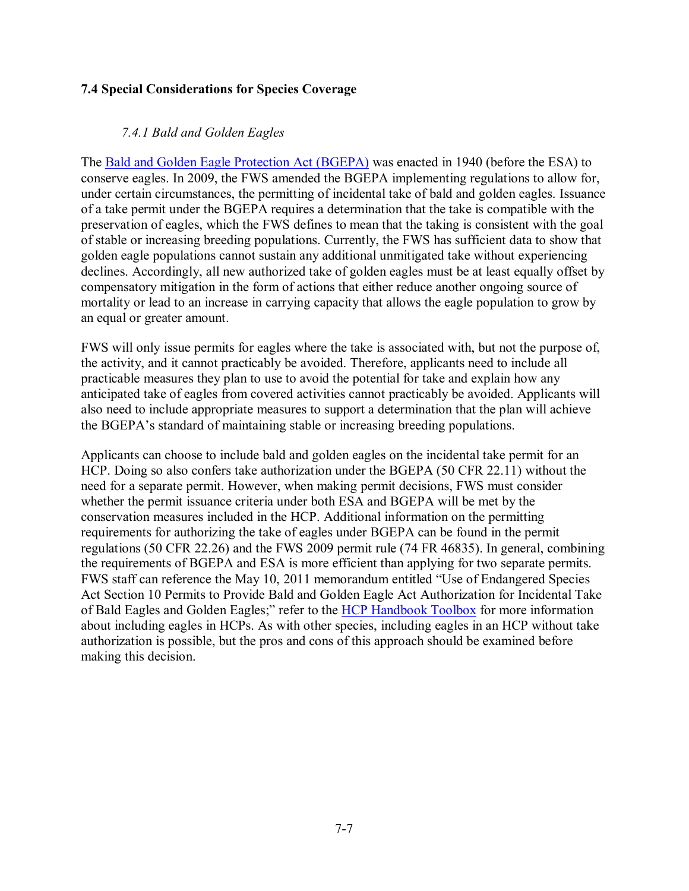## 7.4 Special Considerations for Species Coverage

### *7.4.1 Bald and Golden Eagles*

The Bald and Golden Eagle Protection Act (BGEPA) was enacted in 1940 (before the ESA) to conserve eagles. In 2009, the FWS amended the BGEPA implementing regulations to allow for, under certain circumstances, the permitting of incidental take of bald and golden eagles. Issuance of a take permit under the BGEPA requires a determination that the take is compatible with the preservation of eagles, which the FWS defines to mean that the taking is consistent with the goal of stable or increasing breeding populations. Currently, the FWS has sufficient data to show that golden eagle populations cannot sustain any additional unmitigated take without experiencing declines. Accordingly, all new authorized take of golden eagles must be at least equally offset by compensatory mitigation in the form of actions that either reduce another ongoing source of mortality or lead to an increase in carrying capacity that allows the eagle population to grow by an equal or greater amount.

FWS will only issue permits for eagles where the take is associated with, but not the purpose of, the activity, and it cannot practicably be avoided. Therefore, applicants need to include all practicable measures they plan to use to avoid the potential for take and explain how any anticipated take of eagles from covered activities cannot practicably be avoided. Applicants will also need to include appropriate measures to support a determination that the plan will achieve the BGEPA's standard of maintaining stable or increasing breeding populations.

Applicants can choose to include bald and golden eagles on the incidental take permit for an HCP. Doing so also confers take authorization under the BGEPA (50 CFR 22.11) without the need for a separate permit. However, when making permit decisions, FWS must consider whether the permit issuance criteria under both ESA and BGEPA will be met by the conservation measures included in the HCP. Additional information on the permitting requirements for authorizing the take of eagles under BGEPA can be found in the permit regulations (50 CFR 22.26) and the FWS 2009 permit rule (74 FR 46835). In general, combining the requirements of BGEPA and ESA is more efficient than applying for two separate permits. FWS staff can reference the May 10, 2011 memorandum entitled "Use of Endangered Species Act Section 10 Permits to Provide Bald and Golden Eagle Act Authorization for Incidental Take of Bald Eagles and Golden Eagles;" refer to the HCP Handbook Toolbox for more information about including eagles in HCPs. As with other species, including eagles in an HCP without take authorization is possible, but the pros and cons of this approach should be examined before making this decision.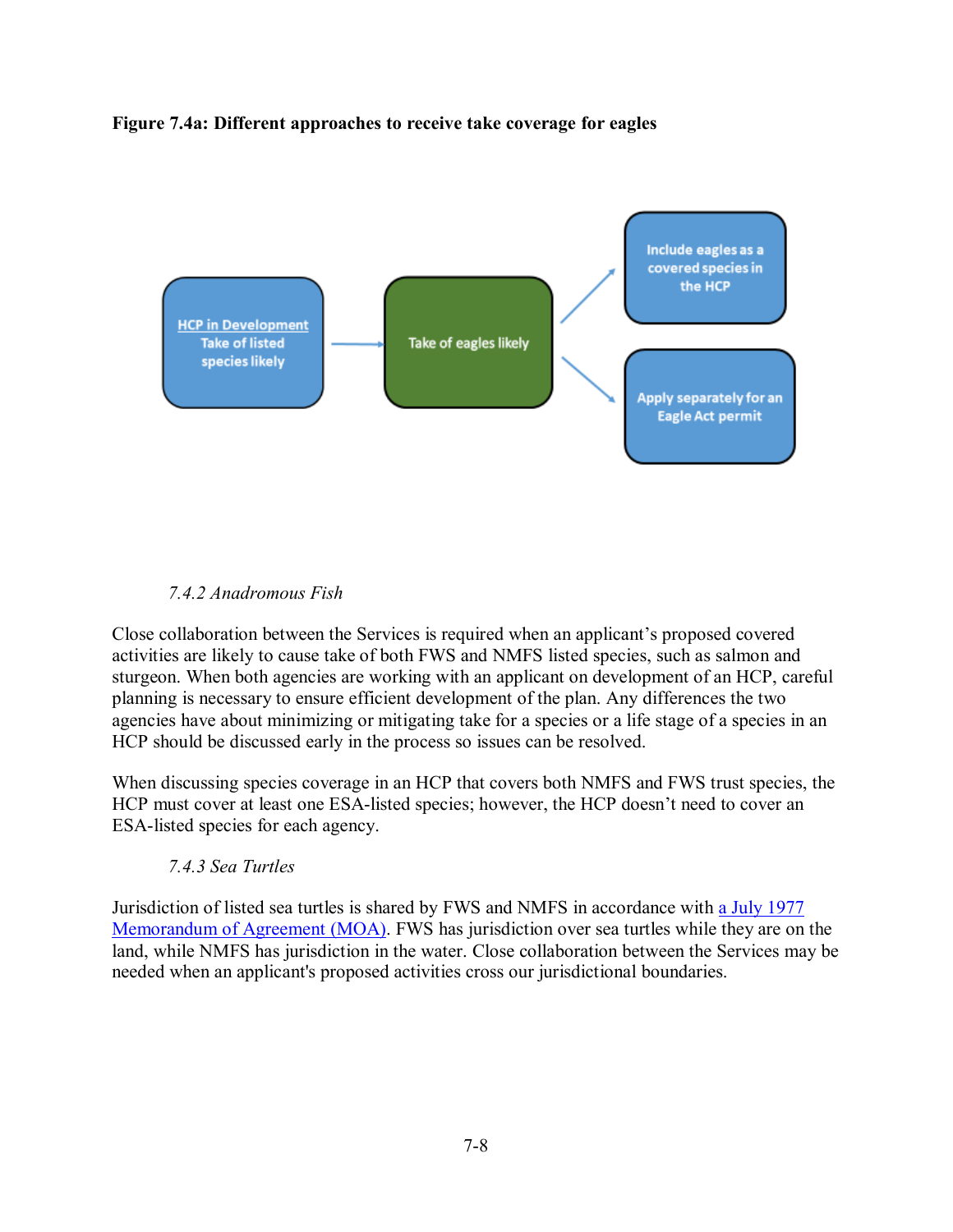**Figure 7.4a: Different approaches to receive take coverage for eagles**

HCP in Development Take of listed species likely → Take of eagles likely → Include eagles as a covered species in the HCP / Apply separately for an Eagle Act permit

*7.4.2 Anadromous Fish*

Close collaboration between the Services is required when an applicant's proposed covered activities are likely to cause take of both FWS and NMFS listed species, such as salmon and sturgeon. When both agencies are working with an applicant on development of an HCP, careful planning is necessary to ensure efficient development of the plan. Any differences the two agencies have about minimizing or mitigating take for a species or a life stage of a species in an HCP should be discussed early in the process so issues can be resolved.

When discussing species coverage in an HCP that covers both NMFS and FWS trust species, the HCP must cover at least one ESA-listed species; however, the HCP doesn't need to cover an ESA-listed species for each agency.

*7.4.3 Sea Turtles*

Jurisdiction of listed sea turtles is shared by FWS and NMFS in accordance with a July 1977 Memorandum of Agreement (MOA). FWS has jurisdiction over sea turtles while they are on the land, while NMFS has jurisdiction in the water. Close collaboration between the Services may be needed when an applicant's proposed activities cross our jurisdictional boundaries.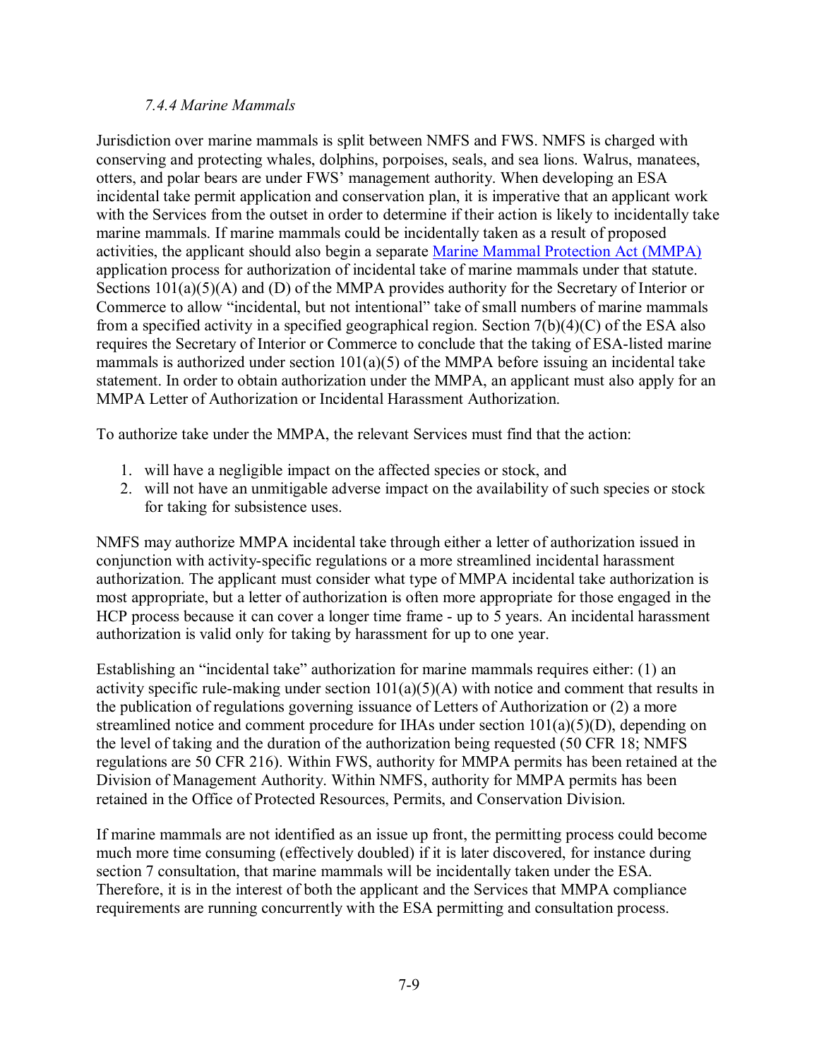#### *7.4.4 Marine Mammals*

Jurisdiction over marine mammals is split between NMFS and FWS. NMFS is charged with conserving and protecting whales, dolphins, porpoises, seals, and sea lions. Walrus, manatees, otters, and polar bears are under FWS' management authority. When developing an ESA incidental take permit application and conservation plan, it is imperative that an applicant work with the Services from the outset in order to determine if their action is likely to incidentally take marine mammals. If marine mammals could be incidentally taken as a result of proposed activities, the applicant should also begin a separate Marine Mammal Protection Act (MMPA) application process for authorization of incidental take of marine mammals under that statute. Sections 101(a)(5)(A) and (D) of the MMPA provides authority for the Secretary of Interior or Commerce to allow "incidental, but not intentional" take of small numbers of marine mammals from a specified activity in a specified geographical region. Section 7(b)(4)(C) of the ESA also requires the Secretary of Interior or Commerce to conclude that the taking of ESA-listed marine mammals is authorized under section 101(a)(5) of the MMPA before issuing an incidental take statement. In order to obtain authorization under the MMPA, an applicant must also apply for an MMPA Letter of Authorization or Incidental Harassment Authorization.

To authorize take under the MMPA, the relevant Services must find that the action:

1. will have a negligible impact on the affected species or stock, and
2. will not have an unmitigable adverse impact on the availability of such species or stock for taking for subsistence uses.

NMFS may authorize MMPA incidental take through either a letter of authorization issued in conjunction with activity-specific regulations or a more streamlined incidental harassment authorization. The applicant must consider what type of MMPA incidental take authorization is most appropriate, but a letter of authorization is often more appropriate for those engaged in the HCP process because it can cover a longer time frame - up to 5 years. An incidental harassment authorization is valid only for taking by harassment for up to one year.

Establishing an "incidental take" authorization for marine mammals requires either: (1) an activity specific rule-making under section 101(a)(5)(A) with notice and comment that results in the publication of regulations governing issuance of Letters of Authorization or (2) a more streamlined notice and comment procedure for IHAs under section 101(a)(5)(D), depending on the level of taking and the duration of the authorization being requested (50 CFR 18; NMFS regulations are 50 CFR 216). Within FWS, authority for MMPA permits has been retained at the Division of Management Authority. Within NMFS, authority for MMPA permits has been retained in the Office of Protected Resources, Permits, and Conservation Division.

If marine mammals are not identified as an issue up front, the permitting process could become much more time consuming (effectively doubled) if it is later discovered, for instance during section 7 consultation, that marine mammals will be incidentally taken under the ESA. Therefore, it is in the interest of both the applicant and the Services that MMPA compliance requirements are running concurrently with the ESA permitting and consultation process.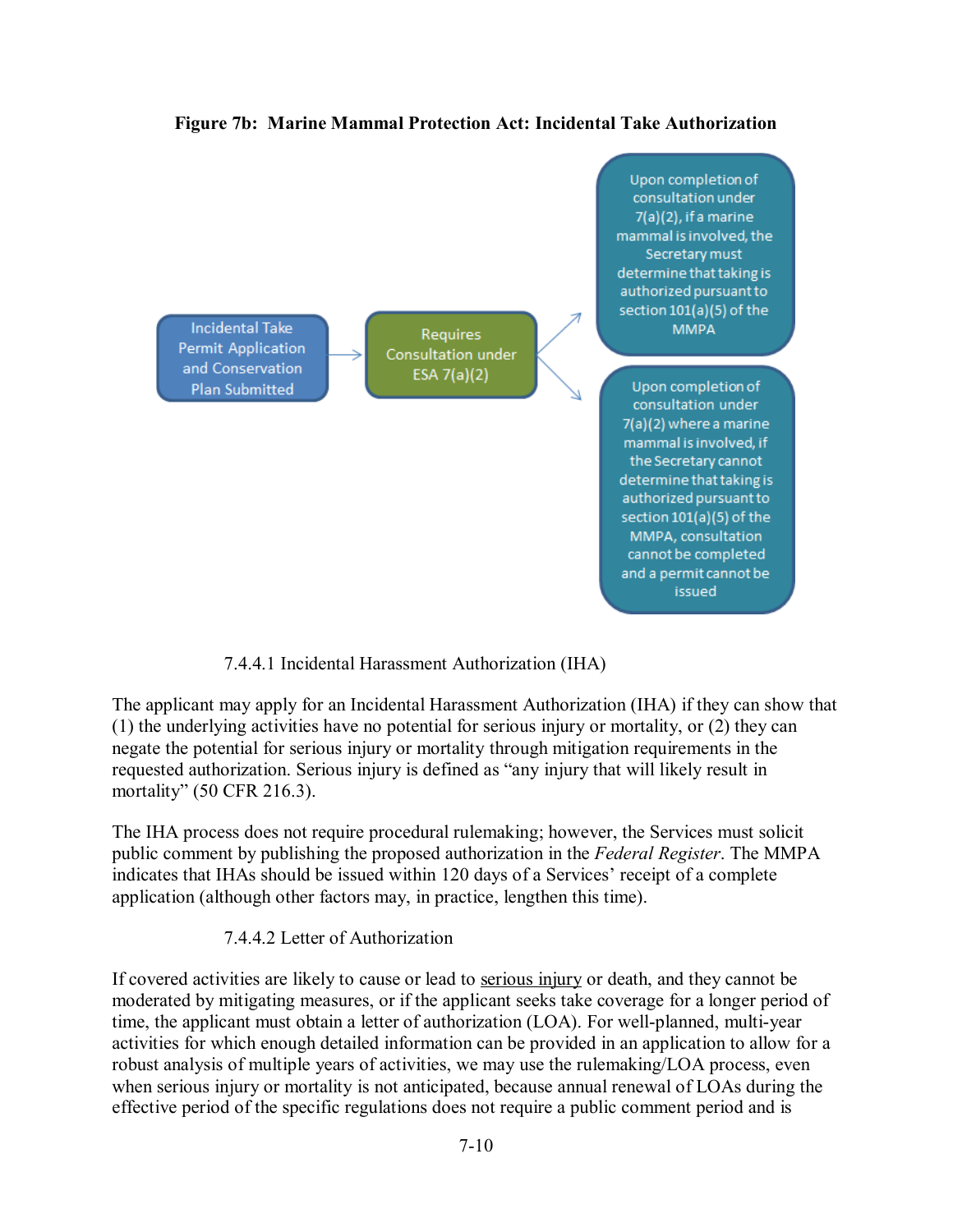**Figure 7b: Marine Mammal Protection Act: Incidental Take Authorization**

Incidental Take Permit Application and Conservation Plan Submitted → Requires Consultation under ESA 7(a)(2) →

- Upon completion of consultation under 7(a)(2), if a marine mammal is involved, the Secretary must determine that taking is authorized pursuant to section 101(a)(5) of the MMPA
- Upon completion of consultation under 7(a)(2) where a marine mammal is involved, if the Secretary cannot determine that taking is authorized pursuant to section 101(a)(5) of the MMPA, consultation cannot be completed and a permit cannot be issued

#### 7.4.4.1 Incidental Harassment Authorization (IHA)

The applicant may apply for an Incidental Harassment Authorization (IHA) if they can show that (1) the underlying activities have no potential for serious injury or mortality, or (2) they can negate the potential for serious injury or mortality through mitigation requirements in the requested authorization. Serious injury is defined as "any injury that will likely result in mortality" (50 CFR 216.3).

The IHA process does not require procedural rulemaking; however, the Services must solicit public comment by publishing the proposed authorization in the *Federal Register*. The MMPA indicates that IHAs should be issued within 120 days of a Services' receipt of a complete application (although other factors may, in practice, lengthen this time).

#### 7.4.4.2 Letter of Authorization

If covered activities are likely to cause or lead to serious injury or death, and they cannot be moderated by mitigating measures, or if the applicant seeks take coverage for a longer period of time, the applicant must obtain a letter of authorization (LOA). For well-planned, multi-year activities for which enough detailed information can be provided in an application to allow for a robust analysis of multiple years of activities, we may use the rulemaking/LOA process, even when serious injury or mortality is not anticipated, because annual renewal of LOAs during the effective period of the specific regulations does not require a public comment period and is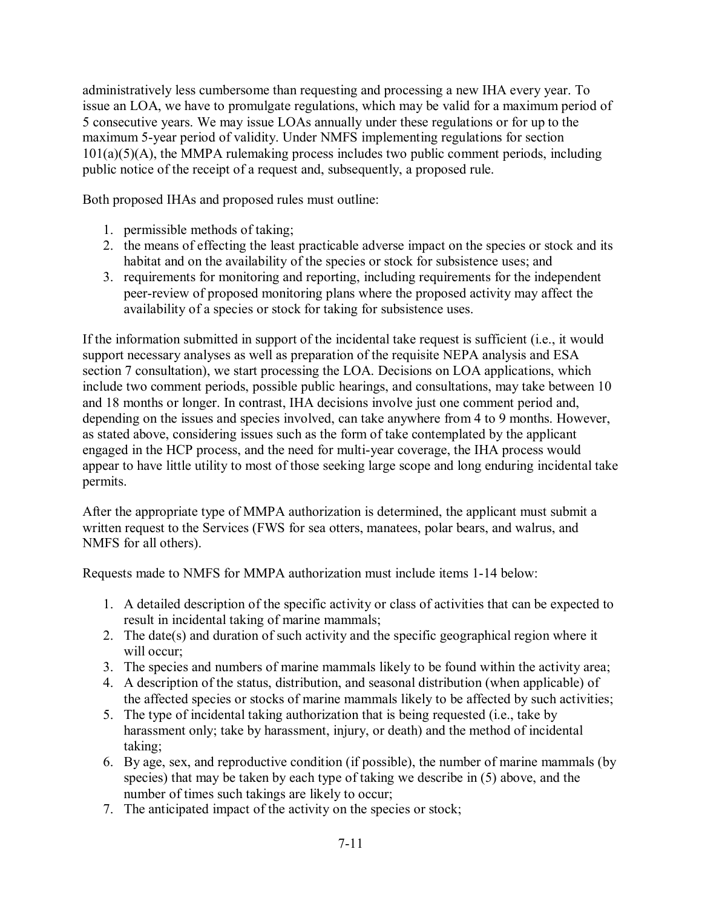administratively less cumbersome than requesting and processing a new IHA every year. To issue an LOA, we have to promulgate regulations, which may be valid for a maximum period of 5 consecutive years. We may issue LOAs annually under these regulations or for up to the maximum 5-year period of validity. Under NMFS implementing regulations for section 101(a)(5)(A), the MMPA rulemaking process includes two public comment periods, including public notice of the receipt of a request and, subsequently, a proposed rule.

Both proposed IHAs and proposed rules must outline:

1. permissible methods of taking;
2. the means of effecting the least practicable adverse impact on the species or stock and its habitat and on the availability of the species or stock for subsistence uses; and
3. requirements for monitoring and reporting, including requirements for the independent peer-review of proposed monitoring plans where the proposed activity may affect the availability of a species or stock for taking for subsistence uses.

If the information submitted in support of the incidental take request is sufficient (i.e., it would support necessary analyses as well as preparation of the requisite NEPA analysis and ESA section 7 consultation), we start processing the LOA. Decisions on LOA applications, which include two comment periods, possible public hearings, and consultations, may take between 10 and 18 months or longer. In contrast, IHA decisions involve just one comment period and, depending on the issues and species involved, can take anywhere from 4 to 9 months. However, as stated above, considering issues such as the form of take contemplated by the applicant engaged in the HCP process, and the need for multi-year coverage, the IHA process would appear to have little utility to most of those seeking large scope and long enduring incidental take permits.

After the appropriate type of MMPA authorization is determined, the applicant must submit a written request to the Services (FWS for sea otters, manatees, polar bears, and walrus, and NMFS for all others).

Requests made to NMFS for MMPA authorization must include items 1-14 below:

1. A detailed description of the specific activity or class of activities that can be expected to result in incidental taking of marine mammals;
2. The date(s) and duration of such activity and the specific geographical region where it will occur;
3. The species and numbers of marine mammals likely to be found within the activity area;
4. A description of the status, distribution, and seasonal distribution (when applicable) of the affected species or stocks of marine mammals likely to be affected by such activities;
5. The type of incidental taking authorization that is being requested (i.e., take by harassment only; take by harassment, injury, or death) and the method of incidental taking;
6. By age, sex, and reproductive condition (if possible), the number of marine mammals (by species) that may be taken by each type of taking we describe in (5) above, and the number of times such takings are likely to occur;
7. The anticipated impact of the activity on the species or stock;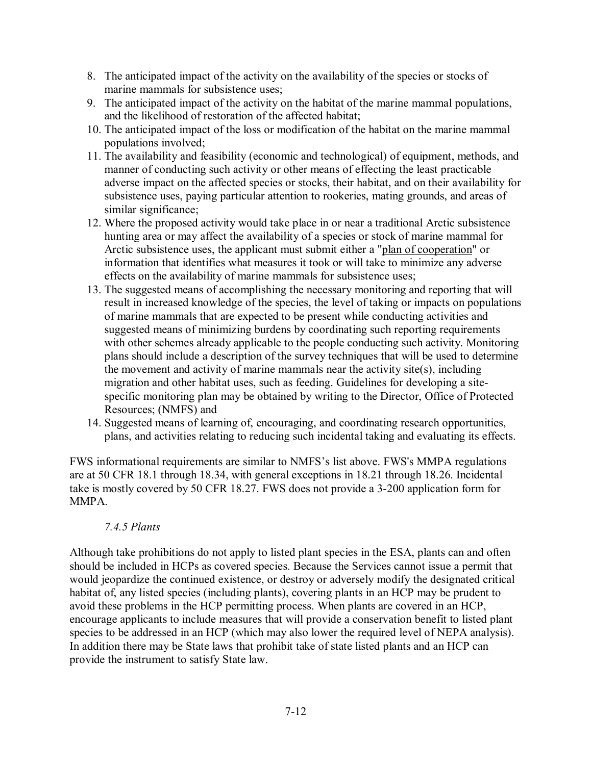8. The anticipated impact of the activity on the availability of the species or stocks of marine mammals for subsistence uses;
9. The anticipated impact of the activity on the habitat of the marine mammal populations, and the likelihood of restoration of the affected habitat;
10. The anticipated impact of the loss or modification of the habitat on the marine mammal populations involved;
11. The availability and feasibility (economic and technological) of equipment, methods, and manner of conducting such activity or other means of effecting the least practicable adverse impact on the affected species or stocks, their habitat, and on their availability for subsistence uses, paying particular attention to rookeries, mating grounds, and areas of similar significance;
12. Where the proposed activity would take place in or near a traditional Arctic subsistence hunting area or may affect the availability of a species or stock of marine mammal for Arctic subsistence uses, the applicant must submit either a "plan of cooperation" or information that identifies what measures it took or will take to minimize any adverse effects on the availability of marine mammals for subsistence uses;
13. The suggested means of accomplishing the necessary monitoring and reporting that will result in increased knowledge of the species, the level of taking or impacts on populations of marine mammals that are expected to be present while conducting activities and suggested means of minimizing burdens by coordinating such reporting requirements with other schemes already applicable to the people conducting such activity. Monitoring plans should include a description of the survey techniques that will be used to determine the movement and activity of marine mammals near the activity site(s), including migration and other habitat uses, such as feeding. Guidelines for developing a site-specific monitoring plan may be obtained by writing to the Director, Office of Protected Resources; (NMFS) and
14. Suggested means of learning of, encouraging, and coordinating research opportunities, plans, and activities relating to reducing such incidental taking and evaluating its effects.

FWS informational requirements are similar to NMFS's list above. FWS's MMPA regulations are at 50 CFR 18.1 through 18.34, with general exceptions in 18.21 through 18.26. Incidental take is mostly covered by 50 CFR 18.27. FWS does not provide a 3-200 application form for MMPA.

### *7.4.5 Plants*

Although take prohibitions do not apply to listed plant species in the ESA, plants can and often should be included in HCPs as covered species. Because the Services cannot issue a permit that would jeopardize the continued existence, or destroy or adversely modify the designated critical habitat of, any listed species (including plants), covering plants in an HCP may be prudent to avoid these problems in the HCP permitting process. When plants are covered in an HCP, encourage applicants to include measures that will provide a conservation benefit to listed plant species to be addressed in an HCP (which may also lower the required level of NEPA analysis). In addition there may be State laws that prohibit take of state listed plants and an HCP can provide the instrument to satisfy State law.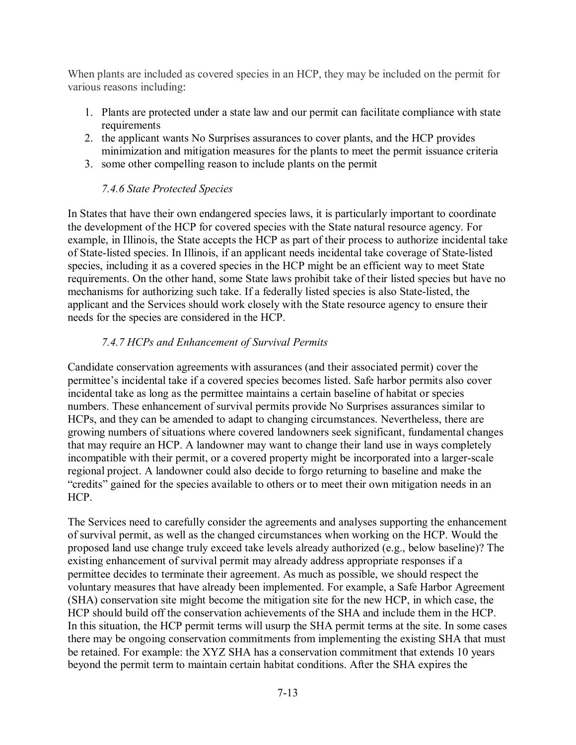When plants are included as covered species in an HCP, they may be included on the permit for various reasons including:

1. Plants are protected under a state law and our permit can facilitate compliance with state requirements
2. the applicant wants No Surprises assurances to cover plants, and the HCP provides minimization and mitigation measures for the plants to meet the permit issuance criteria
3. some other compelling reason to include plants on the permit

### *7.4.6 State Protected Species*

In States that have their own endangered species laws, it is particularly important to coordinate the development of the HCP for covered species with the State natural resource agency. For example, in Illinois, the State accepts the HCP as part of their process to authorize incidental take of State-listed species. In Illinois, if an applicant needs incidental take coverage of State-listed species, including it as a covered species in the HCP might be an efficient way to meet State requirements. On the other hand, some State laws prohibit take of their listed species but have no mechanisms for authorizing such take. If a federally listed species is also State-listed, the applicant and the Services should work closely with the State resource agency to ensure their needs for the species are considered in the HCP.

### *7.4.7 HCPs and Enhancement of Survival Permits*

Candidate conservation agreements with assurances (and their associated permit) cover the permittee's incidental take if a covered species becomes listed. Safe harbor permits also cover incidental take as long as the permittee maintains a certain baseline of habitat or species numbers. These enhancement of survival permits provide No Surprises assurances similar to HCPs, and they can be amended to adapt to changing circumstances. Nevertheless, there are growing numbers of situations where covered landowners seek significant, fundamental changes that may require an HCP. A landowner may want to change their land use in ways completely incompatible with their permit, or a covered property might be incorporated into a larger-scale regional project. A landowner could also decide to forgo returning to baseline and make the "credits" gained for the species available to others or to meet their own mitigation needs in an HCP.

The Services need to carefully consider the agreements and analyses supporting the enhancement of survival permit, as well as the changed circumstances when working on the HCP. Would the proposed land use change truly exceed take levels already authorized (e.g., below baseline)? The existing enhancement of survival permit may already address appropriate responses if a permittee decides to terminate their agreement. As much as possible, we should respect the voluntary measures that have already been implemented. For example, a Safe Harbor Agreement (SHA) conservation site might become the mitigation site for the new HCP, in which case, the HCP should build off the conservation achievements of the SHA and include them in the HCP. In this situation, the HCP permit terms will usurp the SHA permit terms at the site. In some cases there may be ongoing conservation commitments from implementing the existing SHA that must be retained. For example: the XYZ SHA has a conservation commitment that extends 10 years beyond the permit term to maintain certain habitat conditions. After the SHA expires the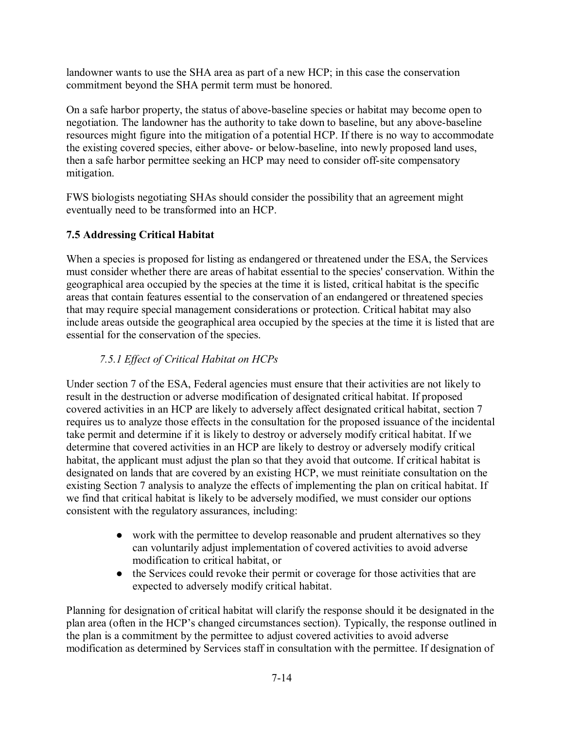landowner wants to use the SHA area as part of a new HCP; in this case the conservation commitment beyond the SHA permit term must be honored.

On a safe harbor property, the status of above-baseline species or habitat may become open to negotiation. The landowner has the authority to take down to baseline, but any above-baseline resources might figure into the mitigation of a potential HCP. If there is no way to accommodate the existing covered species, either above- or below-baseline, into newly proposed land uses, then a safe harbor permittee seeking an HCP may need to consider off-site compensatory mitigation.

FWS biologists negotiating SHAs should consider the possibility that an agreement might eventually need to be transformed into an HCP.

### 7.5 Addressing Critical Habitat

When a species is proposed for listing as endangered or threatened under the ESA, the Services must consider whether there are areas of habitat essential to the species' conservation. Within the geographical area occupied by the species at the time it is listed, critical habitat is the specific areas that contain features essential to the conservation of an endangered or threatened species that may require special management considerations or protection. Critical habitat may also include areas outside the geographical area occupied by the species at the time it is listed that are essential for the conservation of the species.

#### *7.5.1 Effect of Critical Habitat on HCPs*

Under section 7 of the ESA, Federal agencies must ensure that their activities are not likely to result in the destruction or adverse modification of designated critical habitat. If proposed covered activities in an HCP are likely to adversely affect designated critical habitat, section 7 requires us to analyze those effects in the consultation for the proposed issuance of the incidental take permit and determine if it is likely to destroy or adversely modify critical habitat. If we determine that covered activities in an HCP are likely to destroy or adversely modify critical habitat, the applicant must adjust the plan so that they avoid that outcome. If critical habitat is designated on lands that are covered by an existing HCP, we must reinitiate consultation on the existing Section 7 analysis to analyze the effects of implementing the plan on critical habitat. If we find that critical habitat is likely to be adversely modified, we must consider our options consistent with the regulatory assurances, including:

- work with the permittee to develop reasonable and prudent alternatives so they can voluntarily adjust implementation of covered activities to avoid adverse modification to critical habitat, or
- the Services could revoke their permit or coverage for those activities that are expected to adversely modify critical habitat.

Planning for designation of critical habitat will clarify the response should it be designated in the plan area (often in the HCP's changed circumstances section). Typically, the response outlined in the plan is a commitment by the permittee to adjust covered activities to avoid adverse modification as determined by Services staff in consultation with the permittee. If designation of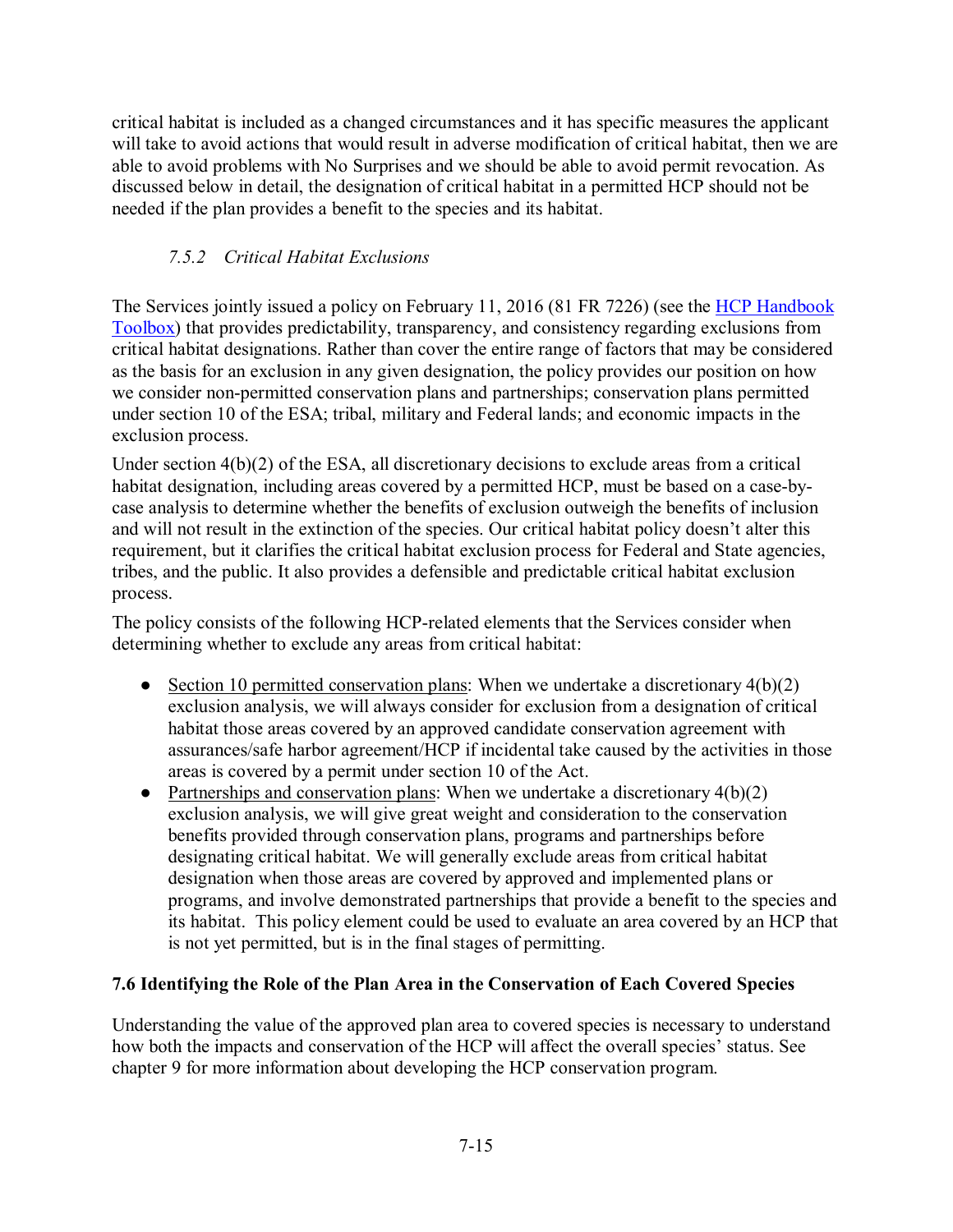critical habitat is included as a changed circumstances and it has specific measures the applicant will take to avoid actions that would result in adverse modification of critical habitat, then we are able to avoid problems with No Surprises and we should be able to avoid permit revocation. As discussed below in detail, the designation of critical habitat in a permitted HCP should not be needed if the plan provides a benefit to the species and its habitat.

### *7.5.2 Critical Habitat Exclusions*

The Services jointly issued a policy on February 11, 2016 (81 FR 7226) (see the HCP Handbook Toolbox) that provides predictability, transparency, and consistency regarding exclusions from critical habitat designations. Rather than cover the entire range of factors that may be considered as the basis for an exclusion in any given designation, the policy provides our position on how we consider non-permitted conservation plans and partnerships; conservation plans permitted under section 10 of the ESA; tribal, military and Federal lands; and economic impacts in the exclusion process.

Under section 4(b)(2) of the ESA, all discretionary decisions to exclude areas from a critical habitat designation, including areas covered by a permitted HCP, must be based on a case-by-case analysis to determine whether the benefits of exclusion outweigh the benefits of inclusion and will not result in the extinction of the species. Our critical habitat policy doesn't alter this requirement, but it clarifies the critical habitat exclusion process for Federal and State agencies, tribes, and the public. It also provides a defensible and predictable critical habitat exclusion process.

The policy consists of the following HCP-related elements that the Services consider when determining whether to exclude any areas from critical habitat:

- Section 10 permitted conservation plans: When we undertake a discretionary 4(b)(2) exclusion analysis, we will always consider for exclusion from a designation of critical habitat those areas covered by an approved candidate conservation agreement with assurances/safe harbor agreement/HCP if incidental take caused by the activities in those areas is covered by a permit under section 10 of the Act.
- Partnerships and conservation plans: When we undertake a discretionary 4(b)(2) exclusion analysis, we will give great weight and consideration to the conservation benefits provided through conservation plans, programs and partnerships before designating critical habitat. We will generally exclude areas from critical habitat designation when those areas are covered by approved and implemented plans or programs, and involve demonstrated partnerships that provide a benefit to the species and its habitat. This policy element could be used to evaluate an area covered by an HCP that is not yet permitted, but is in the final stages of permitting.

## 7.6 Identifying the Role of the Plan Area in the Conservation of Each Covered Species

Understanding the value of the approved plan area to covered species is necessary to understand how both the impacts and conservation of the HCP will affect the overall species' status. See chapter 9 for more information about developing the HCP conservation program.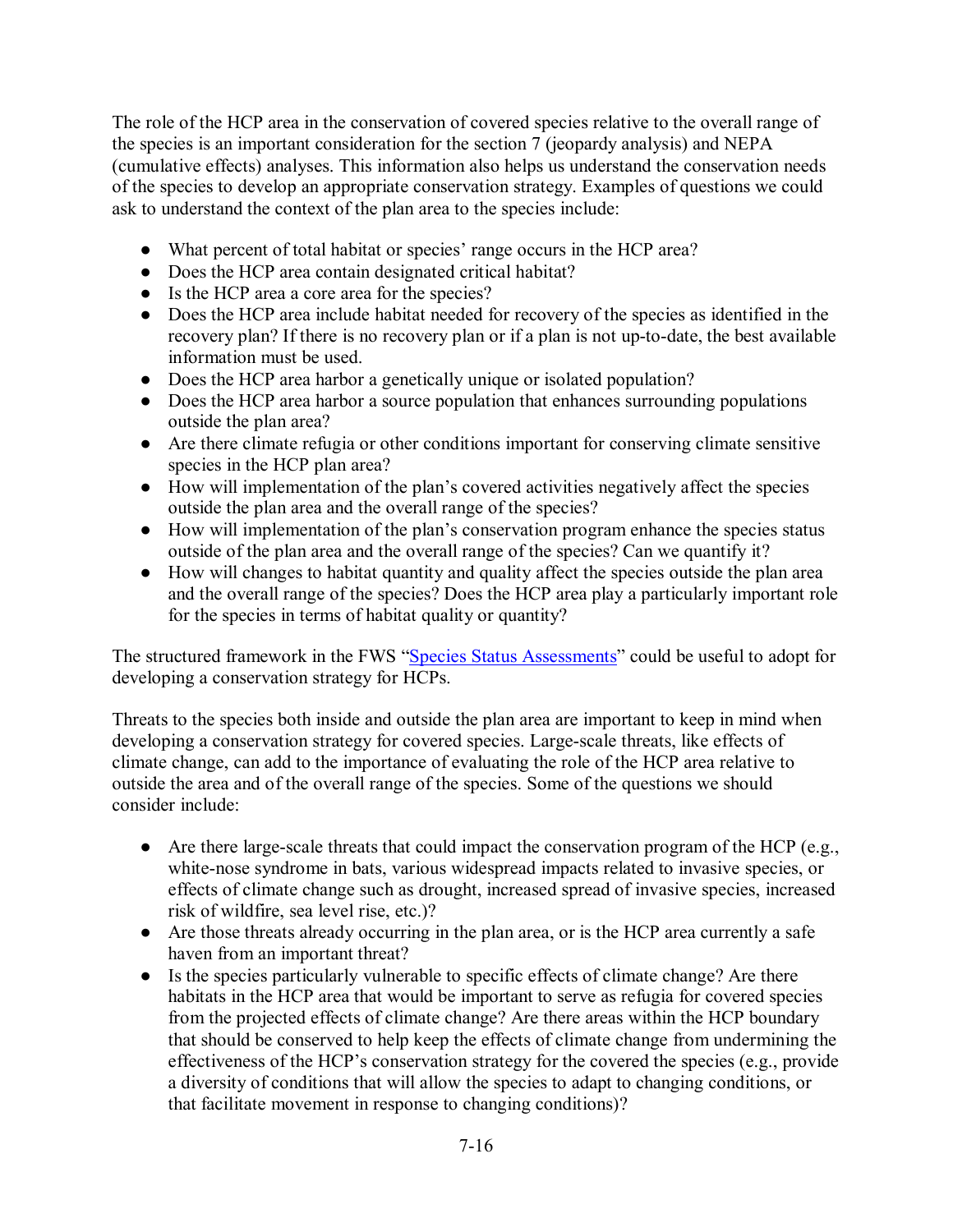The role of the HCP area in the conservation of covered species relative to the overall range of the species is an important consideration for the section 7 (jeopardy analysis) and NEPA (cumulative effects) analyses. This information also helps us understand the conservation needs of the species to develop an appropriate conservation strategy. Examples of questions we could ask to understand the context of the plan area to the species include:

- What percent of total habitat or species' range occurs in the HCP area?
- Does the HCP area contain designated critical habitat?
- Is the HCP area a core area for the species?
- Does the HCP area include habitat needed for recovery of the species as identified in the recovery plan? If there is no recovery plan or if a plan is not up-to-date, the best available information must be used.
- Does the HCP area harbor a genetically unique or isolated population?
- Does the HCP area harbor a source population that enhances surrounding populations outside the plan area?
- Are there climate refugia or other conditions important for conserving climate sensitive species in the HCP plan area?
- How will implementation of the plan's covered activities negatively affect the species outside the plan area and the overall range of the species?
- How will implementation of the plan's conservation program enhance the species status outside of the plan area and the overall range of the species? Can we quantify it?
- How will changes to habitat quantity and quality affect the species outside the plan area and the overall range of the species? Does the HCP area play a particularly important role for the species in terms of habitat quality or quantity?

The structured framework in the FWS "Species Status Assessments" could be useful to adopt for developing a conservation strategy for HCPs.

Threats to the species both inside and outside the plan area are important to keep in mind when developing a conservation strategy for covered species. Large-scale threats, like effects of climate change, can add to the importance of evaluating the role of the HCP area relative to outside the area and of the overall range of the species. Some of the questions we should consider include:

- Are there large-scale threats that could impact the conservation program of the HCP (e.g., white-nose syndrome in bats, various widespread impacts related to invasive species, or effects of climate change such as drought, increased spread of invasive species, increased risk of wildfire, sea level rise, etc.)?
- Are those threats already occurring in the plan area, or is the HCP area currently a safe haven from an important threat?
- Is the species particularly vulnerable to specific effects of climate change? Are there habitats in the HCP area that would be important to serve as refugia for covered species from the projected effects of climate change? Are there areas within the HCP boundary that should be conserved to help keep the effects of climate change from undermining the effectiveness of the HCP's conservation strategy for the covered the species (e.g., provide a diversity of conditions that will allow the species to adapt to changing conditions, or that facilitate movement in response to changing conditions)?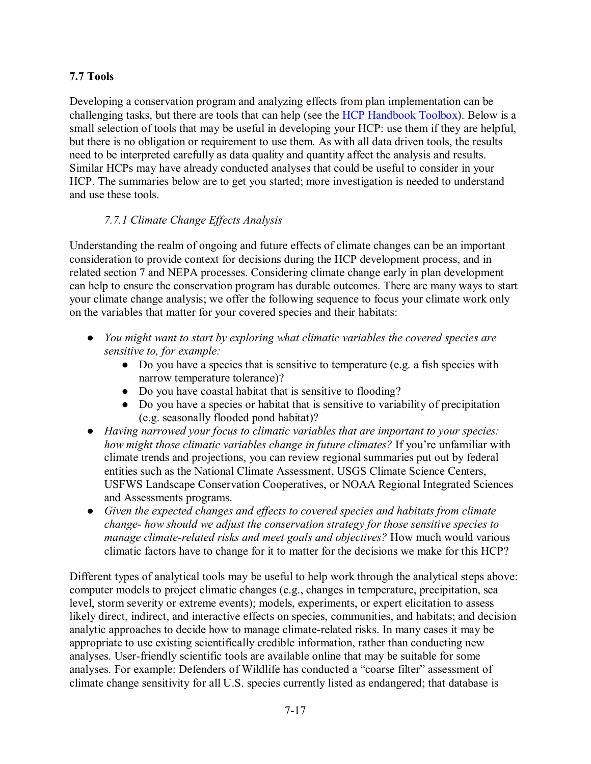## 7.7 Tools

Developing a conservation program and analyzing effects from plan implementation can be challenging tasks, but there are tools that can help (see the [HCP Handbook Toolbox](HCP Handbook Toolbox)). Below is a small selection of tools that may be useful in developing your HCP: use them if they are helpful, but there is no obligation or requirement to use them. As with all data driven tools, the results need to be interpreted carefully as data quality and quantity affect the analysis and results. Similar HCPs may have already conducted analyses that could be useful to consider in your HCP. The summaries below are to get you started; more investigation is needed to understand and use these tools.

### *7.7.1 Climate Change Effects Analysis*

Understanding the realm of ongoing and future effects of climate changes can be an important consideration to provide context for decisions during the HCP development process, and in related section 7 and NEPA processes. Considering climate change early in plan development can help to ensure the conservation program has durable outcomes. There are many ways to start your climate change analysis; we offer the following sequence to focus your climate work only on the variables that matter for your covered species and their habitats:

- *You might want to start by exploring what climatic variables the covered species are sensitive to, for example:*
    - Do you have a species that is sensitive to temperature (e.g. a fish species with narrow temperature tolerance)?
    - Do you have coastal habitat that is sensitive to flooding?
    - Do you have a species or habitat that is sensitive to variability of precipitation (e.g. seasonally flooded pond habitat)?
- *Having narrowed your focus to climatic variables that are important to your species: how might those climatic variables change in future climates?* If you're unfamiliar with climate trends and projections, you can review regional summaries put out by federal entities such as the National Climate Assessment, USGS Climate Science Centers, USFWS Landscape Conservation Cooperatives, or NOAA Regional Integrated Sciences and Assessments programs.
- *Given the expected changes and effects to covered species and habitats from climate change- how should we adjust the conservation strategy for those sensitive species to manage climate-related risks and meet goals and objectives?* How much would various climatic factors have to change for it to matter for the decisions we make for this HCP?

Different types of analytical tools may be useful to help work through the analytical steps above: computer models to project climatic changes (e.g., changes in temperature, precipitation, sea level, storm severity or extreme events); models, experiments, or expert elicitation to assess likely direct, indirect, and interactive effects on species, communities, and habitats; and decision analytic approaches to decide how to manage climate-related risks. In many cases it may be appropriate to use existing scientifically credible information, rather than conducting new analyses. User-friendly scientific tools are available online that may be suitable for some analyses. For example: Defenders of Wildlife has conducted a "coarse filter" assessment of climate change sensitivity for all U.S. species currently listed as endangered; that database is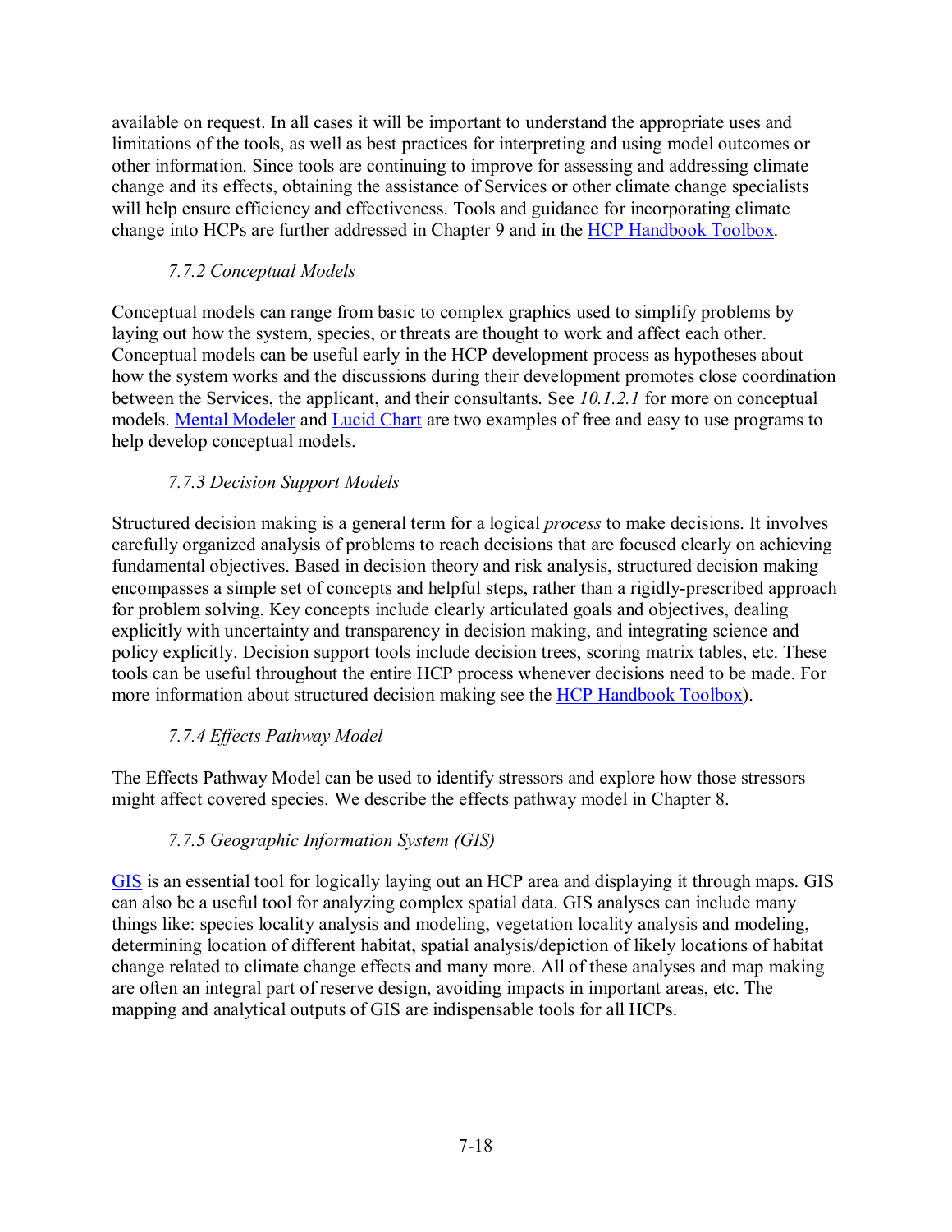available on request. In all cases it will be important to understand the appropriate uses and limitations of the tools, as well as best practices for interpreting and using model outcomes or other information. Since tools are continuing to improve for assessing and addressing climate change and its effects, obtaining the assistance of Services or other climate change specialists will help ensure efficiency and effectiveness. Tools and guidance for incorporating climate change into HCPs are further addressed in Chapter 9 and in the HCP Handbook Toolbox.

### *7.7.2 Conceptual Models*

Conceptual models can range from basic to complex graphics used to simplify problems by laying out how the system, species, or threats are thought to work and affect each other. Conceptual models can be useful early in the HCP development process as hypotheses about how the system works and the discussions during their development promotes close coordination between the Services, the applicant, and their consultants. See *10.1.2.1* for more on conceptual models. Mental Modeler and Lucid Chart are two examples of free and easy to use programs to help develop conceptual models.

### *7.7.3 Decision Support Models*

Structured decision making is a general term for a logical *process* to make decisions. It involves carefully organized analysis of problems to reach decisions that are focused clearly on achieving fundamental objectives. Based in decision theory and risk analysis, structured decision making encompasses a simple set of concepts and helpful steps, rather than a rigidly-prescribed approach for problem solving. Key concepts include clearly articulated goals and objectives, dealing explicitly with uncertainty and transparency in decision making, and integrating science and policy explicitly. Decision support tools include decision trees, scoring matrix tables, etc. These tools can be useful throughout the entire HCP process whenever decisions need to be made. For more information about structured decision making see the HCP Handbook Toolbox).

### *7.7.4 Effects Pathway Model*

The Effects Pathway Model can be used to identify stressors and explore how those stressors might affect covered species. We describe the effects pathway model in Chapter 8.

### *7.7.5 Geographic Information System (GIS)*

GIS is an essential tool for logically laying out an HCP area and displaying it through maps. GIS can also be a useful tool for analyzing complex spatial data. GIS analyses can include many things like: species locality analysis and modeling, vegetation locality analysis and modeling, determining location of different habitat, spatial analysis/depiction of likely locations of habitat change related to climate change effects and many more. All of these analyses and map making are often an integral part of reserve design, avoiding impacts in important areas, etc. The mapping and analytical outputs of GIS are indispensable tools for all HCPs.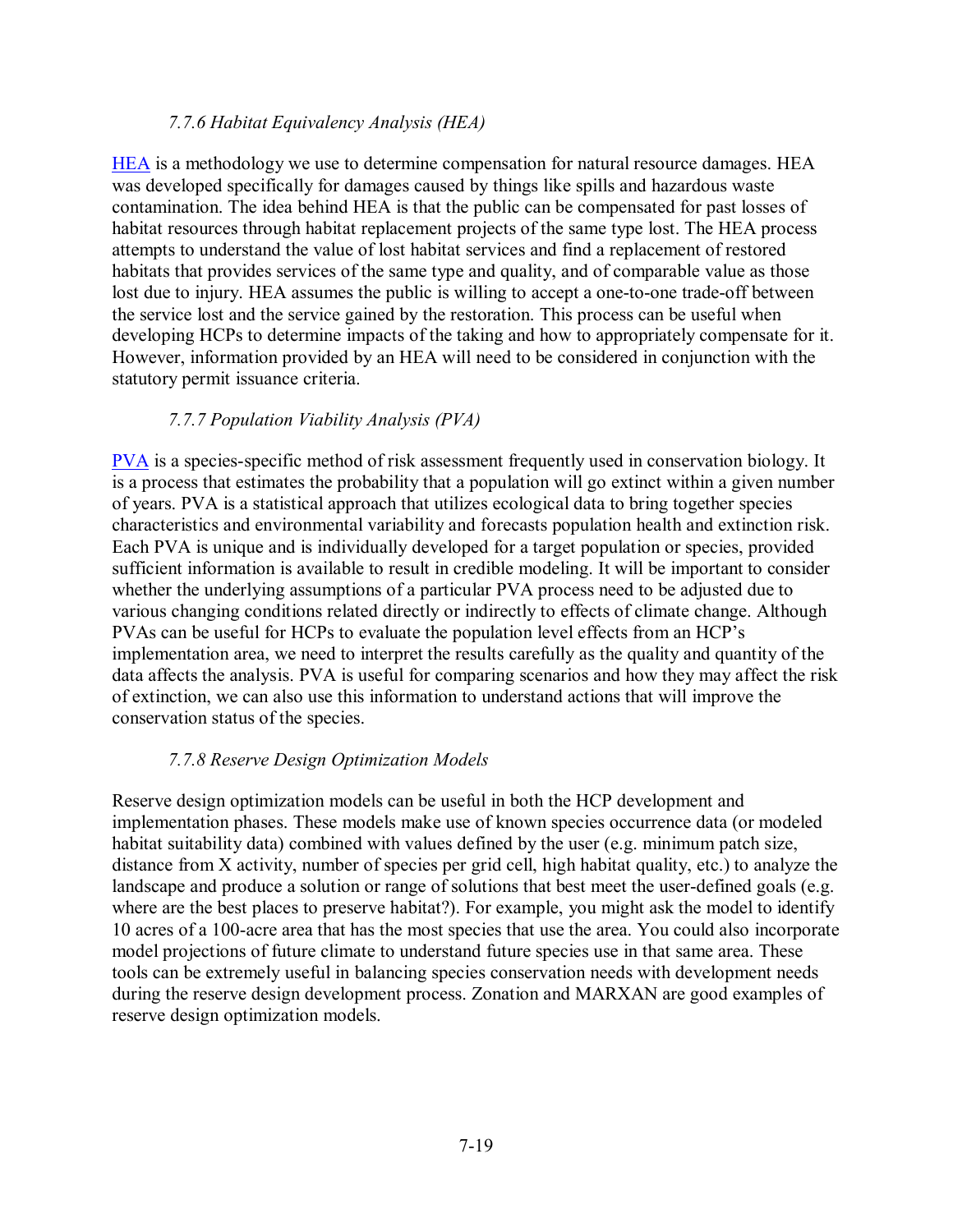### *7.7.6 Habitat Equivalency Analysis (HEA)*

HEA is a methodology we use to determine compensation for natural resource damages. HEA was developed specifically for damages caused by things like spills and hazardous waste contamination. The idea behind HEA is that the public can be compensated for past losses of habitat resources through habitat replacement projects of the same type lost. The HEA process attempts to understand the value of lost habitat services and find a replacement of restored habitats that provides services of the same type and quality, and of comparable value as those lost due to injury. HEA assumes the public is willing to accept a one-to-one trade-off between the service lost and the service gained by the restoration. This process can be useful when developing HCPs to determine impacts of the taking and how to appropriately compensate for it. However, information provided by an HEA will need to be considered in conjunction with the statutory permit issuance criteria.

### *7.7.7 Population Viability Analysis (PVA)*

PVA is a species-specific method of risk assessment frequently used in conservation biology. It is a process that estimates the probability that a population will go extinct within a given number of years. PVA is a statistical approach that utilizes ecological data to bring together species characteristics and environmental variability and forecasts population health and extinction risk. Each PVA is unique and is individually developed for a target population or species, provided sufficient information is available to result in credible modeling. It will be important to consider whether the underlying assumptions of a particular PVA process need to be adjusted due to various changing conditions related directly or indirectly to effects of climate change. Although PVAs can be useful for HCPs to evaluate the population level effects from an HCP's implementation area, we need to interpret the results carefully as the quality and quantity of the data affects the analysis. PVA is useful for comparing scenarios and how they may affect the risk of extinction, we can also use this information to understand actions that will improve the conservation status of the species.

### *7.7.8 Reserve Design Optimization Models*

Reserve design optimization models can be useful in both the HCP development and implementation phases. These models make use of known species occurrence data (or modeled habitat suitability data) combined with values defined by the user (e.g. minimum patch size, distance from X activity, number of species per grid cell, high habitat quality, etc.) to analyze the landscape and produce a solution or range of solutions that best meet the user-defined goals (e.g. where are the best places to preserve habitat?). For example, you might ask the model to identify 10 acres of a 100-acre area that has the most species that use the area. You could also incorporate model projections of future climate to understand future species use in that same area. These tools can be extremely useful in balancing species conservation needs with development needs during the reserve design development process. Zonation and MARXAN are good examples of reserve design optimization models.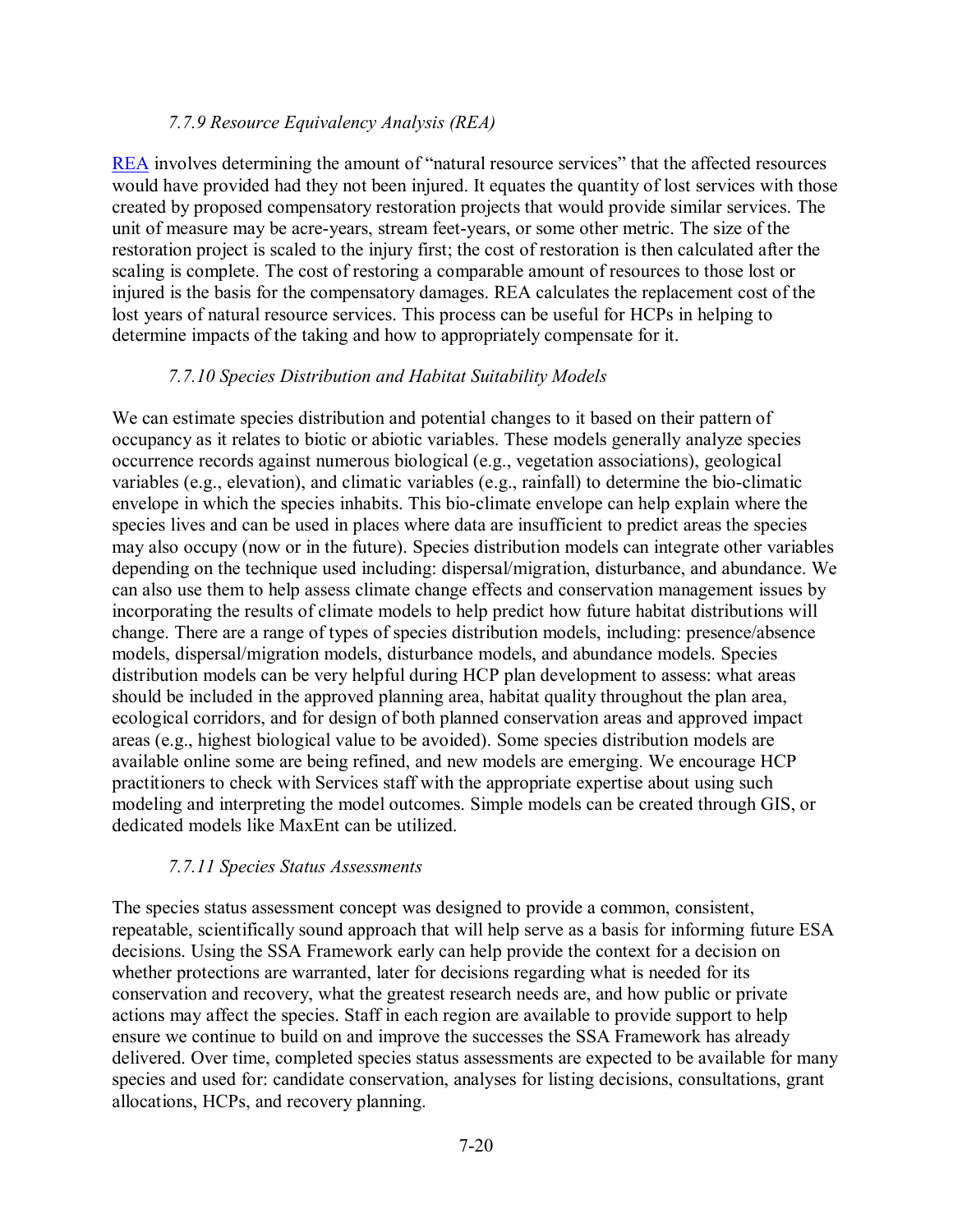### *7.7.9 Resource Equivalency Analysis (REA)*

REA involves determining the amount of "natural resource services" that the affected resources would have provided had they not been injured. It equates the quantity of lost services with those created by proposed compensatory restoration projects that would provide similar services. The unit of measure may be acre-years, stream feet-years, or some other metric. The size of the restoration project is scaled to the injury first; the cost of restoration is then calculated after the scaling is complete. The cost of restoring a comparable amount of resources to those lost or injured is the basis for the compensatory damages. REA calculates the replacement cost of the lost years of natural resource services. This process can be useful for HCPs in helping to determine impacts of the taking and how to appropriately compensate for it.

### *7.7.10 Species Distribution and Habitat Suitability Models*

We can estimate species distribution and potential changes to it based on their pattern of occupancy as it relates to biotic or abiotic variables. These models generally analyze species occurrence records against numerous biological (e.g., vegetation associations), geological variables (e.g., elevation), and climatic variables (e.g., rainfall) to determine the bio-climatic envelope in which the species inhabits. This bio-climate envelope can help explain where the species lives and can be used in places where data are insufficient to predict areas the species may also occupy (now or in the future). Species distribution models can integrate other variables depending on the technique used including: dispersal/migration, disturbance, and abundance. We can also use them to help assess climate change effects and conservation management issues by incorporating the results of climate models to help predict how future habitat distributions will change. There are a range of types of species distribution models, including: presence/absence models, dispersal/migration models, disturbance models, and abundance models. Species distribution models can be very helpful during HCP plan development to assess: what areas should be included in the approved planning area, habitat quality throughout the plan area, ecological corridors, and for design of both planned conservation areas and approved impact areas (e.g., highest biological value to be avoided). Some species distribution models are available online some are being refined, and new models are emerging. We encourage HCP practitioners to check with Services staff with the appropriate expertise about using such modeling and interpreting the model outcomes. Simple models can be created through GIS, or dedicated models like MaxEnt can be utilized.

### *7.7.11 Species Status Assessments*

The species status assessment concept was designed to provide a common, consistent, repeatable, scientifically sound approach that will help serve as a basis for informing future ESA decisions. Using the SSA Framework early can help provide the context for a decision on whether protections are warranted, later for decisions regarding what is needed for its conservation and recovery, what the greatest research needs are, and how public or private actions may affect the species. Staff in each region are available to provide support to help ensure we continue to build on and improve the successes the SSA Framework has already delivered. Over time, completed species status assessments are expected to be available for many species and used for: candidate conservation, analyses for listing decisions, consultations, grant allocations, HCPs, and recovery planning.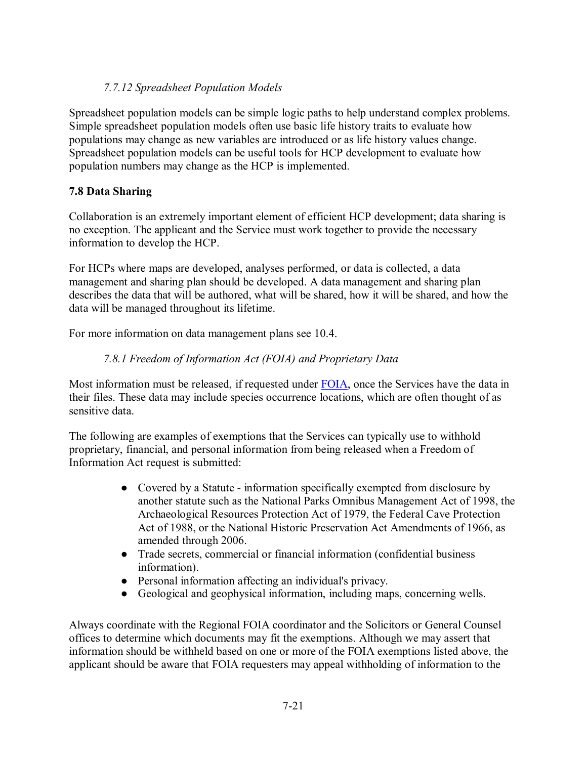#### *7.7.12 Spreadsheet Population Models*

Spreadsheet population models can be simple logic paths to help understand complex problems. Simple spreadsheet population models often use basic life history traits to evaluate how populations may change as new variables are introduced or as life history values change. Spreadsheet population models can be useful tools for HCP development to evaluate how population numbers may change as the HCP is implemented.

### 7.8 Data Sharing

Collaboration is an extremely important element of efficient HCP development; data sharing is no exception. The applicant and the Service must work together to provide the necessary information to develop the HCP.

For HCPs where maps are developed, analyses performed, or data is collected, a data management and sharing plan should be developed. A data management and sharing plan describes the data that will be authored, what will be shared, how it will be shared, and how the data will be managed throughout its lifetime.

For more information on data management plans see 10.4.

#### *7.8.1 Freedom of Information Act (FOIA) and Proprietary Data*

Most information must be released, if requested under FOIA, once the Services have the data in their files. These data may include species occurrence locations, which are often thought of as sensitive data.

The following are examples of exemptions that the Services can typically use to withhold proprietary, financial, and personal information from being released when a Freedom of Information Act request is submitted:

- Covered by a Statute - information specifically exempted from disclosure by another statute such as the National Parks Omnibus Management Act of 1998, the Archaeological Resources Protection Act of 1979, the Federal Cave Protection Act of 1988, or the National Historic Preservation Act Amendments of 1966, as amended through 2006.
- Trade secrets, commercial or financial information (confidential business information).
- Personal information affecting an individual's privacy.
- Geological and geophysical information, including maps, concerning wells.

Always coordinate with the Regional FOIA coordinator and the Solicitors or General Counsel offices to determine which documents may fit the exemptions. Although we may assert that information should be withheld based on one or more of the FOIA exemptions listed above, the applicant should be aware that FOIA requesters may appeal withholding of information to the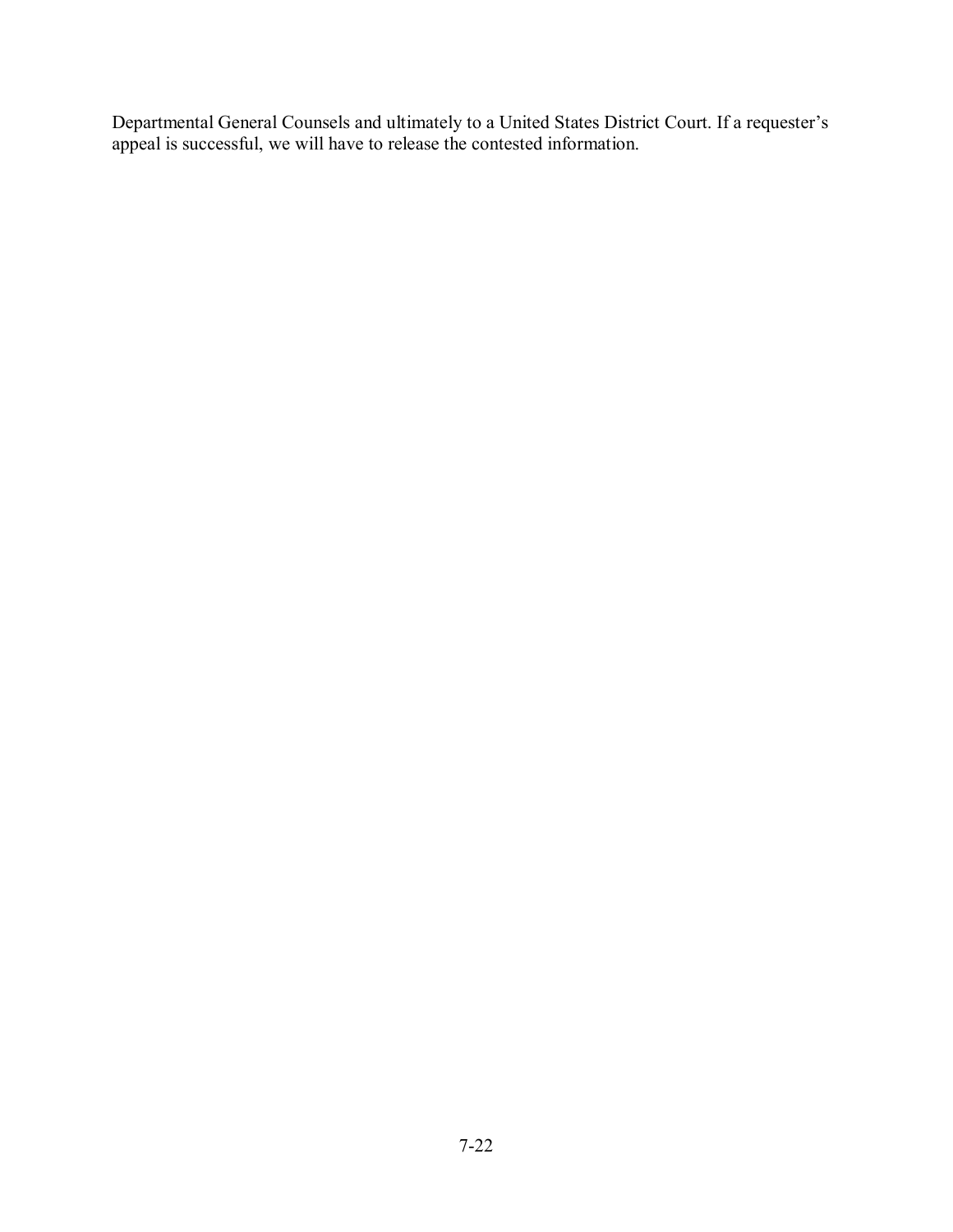Departmental General Counsels and ultimately to a United States District Court. If a requester's appeal is successful, we will have to release the contested information.